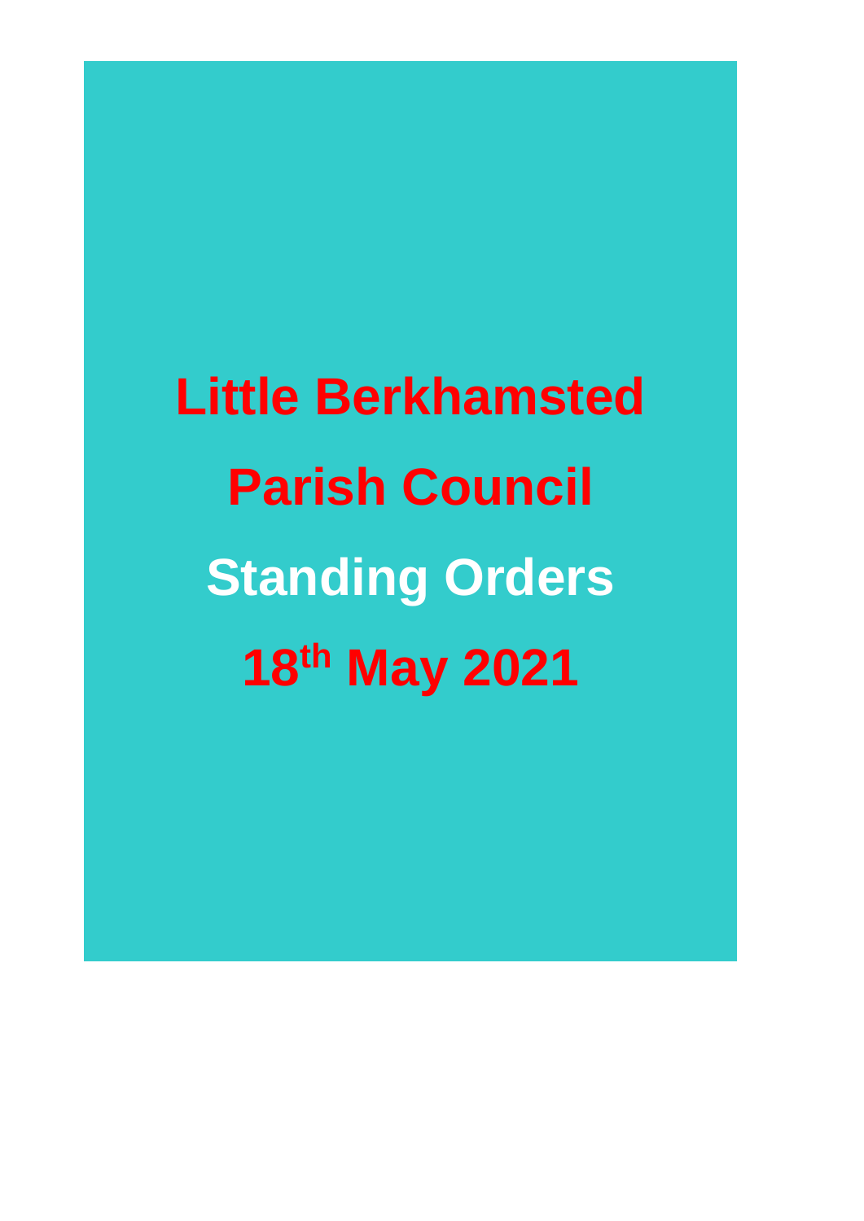# Little Berkhamsted Parish Council

# Standing Orders

# 18th May 2021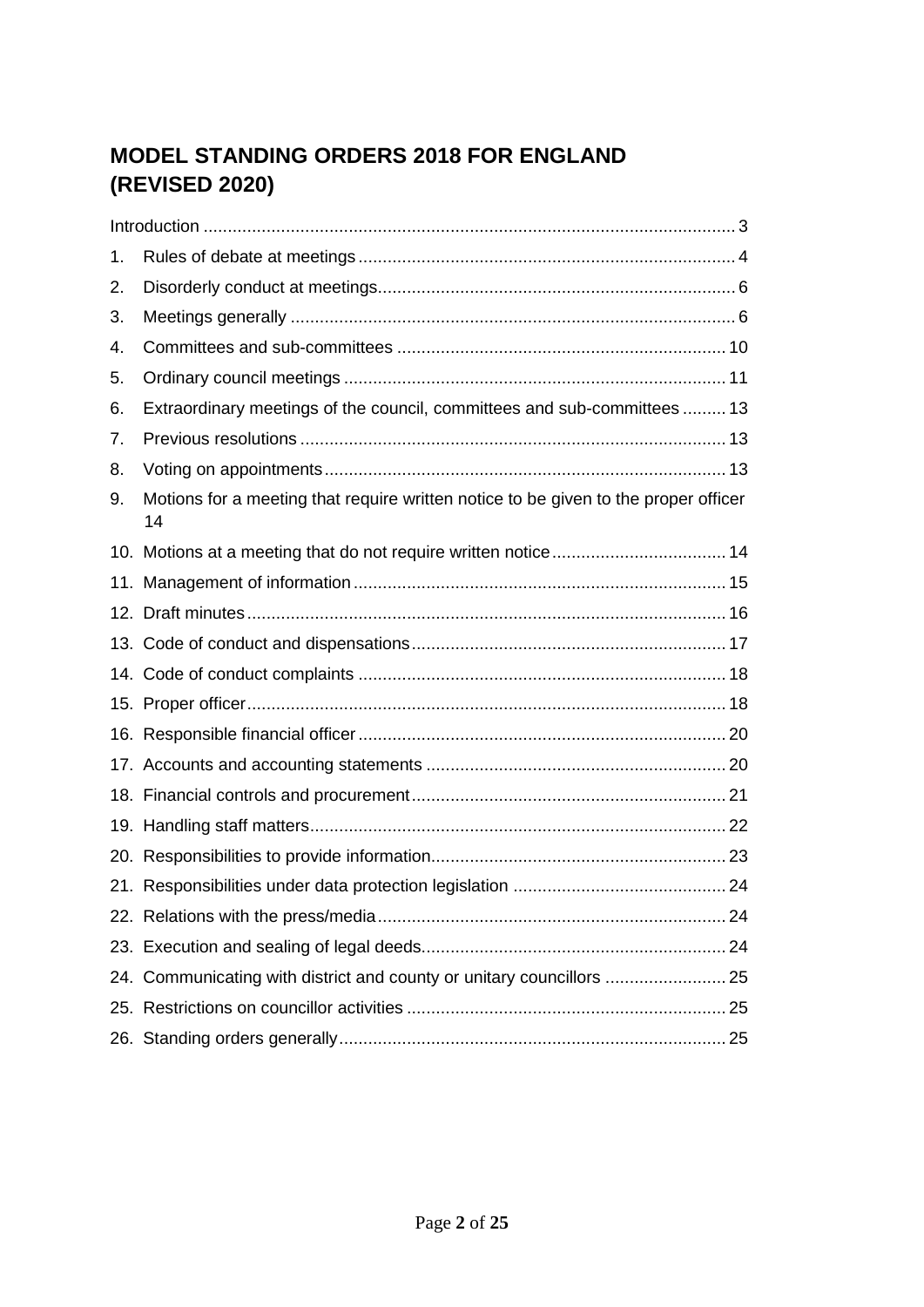# MODEL STANDING ORDERS 2018 FOR ENGLAND (REVISED 2020)

Introduction ....... 3

1. Rules of debate at meetings ....... 4
2. Disorderly conduct at meetings ....... 6
3. Meetings generally ....... 6
4. Committees and sub-committees ....... 10
5. Ordinary council meetings ....... 11
6. Extraordinary meetings of the council, committees and sub-committees ....... 13
7. Previous resolutions ....... 13
8. Voting on appointments ....... 13
9. Motions for a meeting that require written notice to be given to the proper officer ....... 14
10. Motions at a meeting that do not require written notice ....... 14
11. Management of information ....... 15
12. Draft minutes ....... 16
13. Code of conduct and dispensations ....... 17
14. Code of conduct complaints ....... 18
15. Proper officer ....... 18
16. Responsible financial officer ....... 20
17. Accounts and accounting statements ....... 20
18. Financial controls and procurement ....... 21
19. Handling staff matters ....... 22
20. Responsibilities to provide information ....... 23
21. Responsibilities under data protection legislation ....... 24
22. Relations with the press/media ....... 24
23. Execution and sealing of legal deeds ....... 24
24. Communicating with district and county or unitary councillors ....... 25
25. Restrictions on councillor activities ....... 25
26. Standing orders generally ....... 25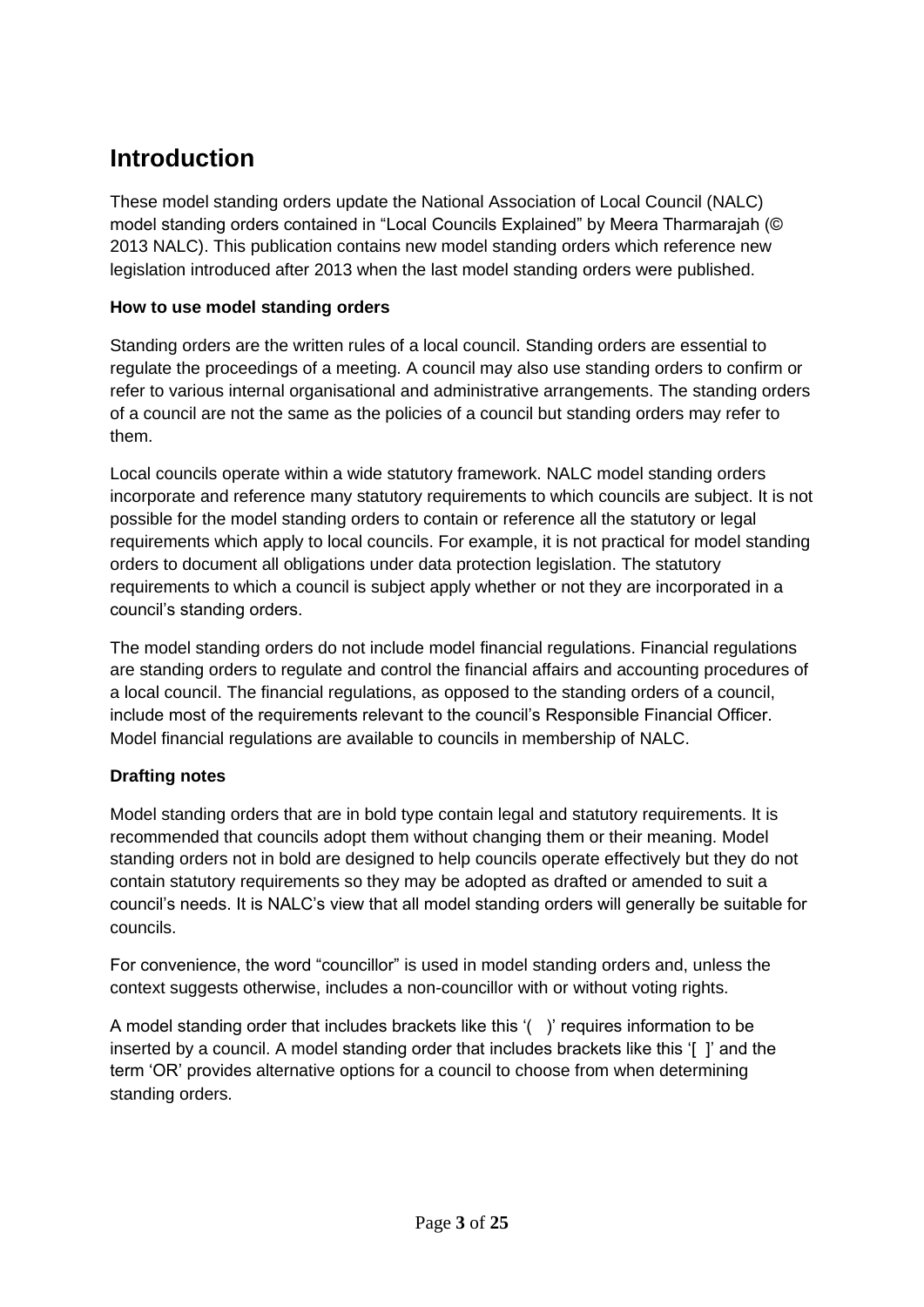## Introduction

These model standing orders update the National Association of Local Council (NALC) model standing orders contained in "Local Councils Explained" by Meera Tharmarajah (© 2013 NALC). This publication contains new model standing orders which reference new legislation introduced after 2013 when the last model standing orders were published.

**How to use model standing orders**

Standing orders are the written rules of a local council. Standing orders are essential to regulate the proceedings of a meeting. A council may also use standing orders to confirm or refer to various internal organisational and administrative arrangements. The standing orders of a council are not the same as the policies of a council but standing orders may refer to them.

Local councils operate within a wide statutory framework. NALC model standing orders incorporate and reference many statutory requirements to which councils are subject. It is not possible for the model standing orders to contain or reference all the statutory or legal requirements which apply to local councils. For example, it is not practical for model standing orders to document all obligations under data protection legislation. The statutory requirements to which a council is subject apply whether or not they are incorporated in a council's standing orders.

The model standing orders do not include model financial regulations. Financial regulations are standing orders to regulate and control the financial affairs and accounting procedures of a local council. The financial regulations, as opposed to the standing orders of a council, include most of the requirements relevant to the council's Responsible Financial Officer. Model financial regulations are available to councils in membership of NALC.

**Drafting notes**

Model standing orders that are in bold type contain legal and statutory requirements. It is recommended that councils adopt them without changing them or their meaning. Model standing orders not in bold are designed to help councils operate effectively but they do not contain statutory requirements so they may be adopted as drafted or amended to suit a council's needs. It is NALC's view that all model standing orders will generally be suitable for councils.

For convenience, the word "councillor" is used in model standing orders and, unless the context suggests otherwise, includes a non-councillor with or without voting rights.

A model standing order that includes brackets like this '( )' requires information to be inserted by a council. A model standing order that includes brackets like this '[ ]' and the term 'OR' provides alternative options for a council to choose from when determining standing orders.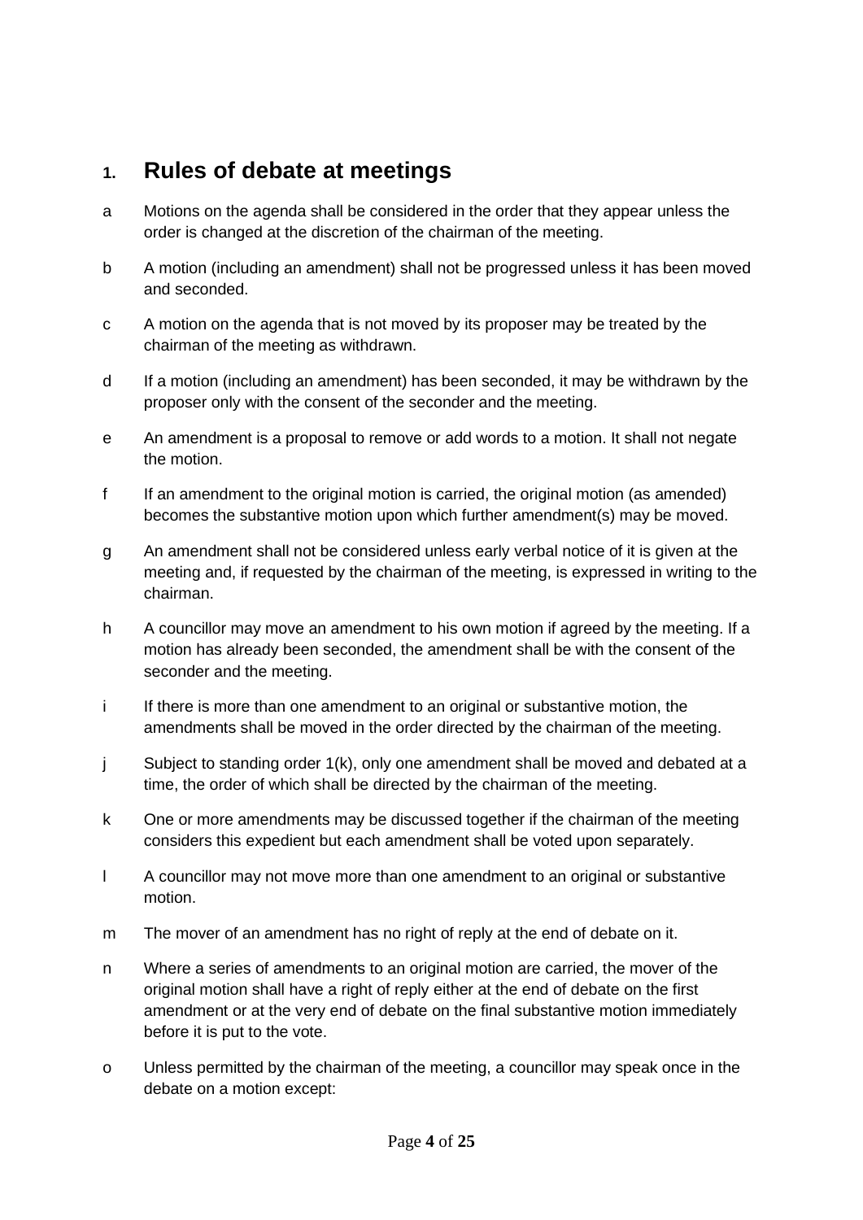## 1. Rules of debate at meetings

a Motions on the agenda shall be considered in the order that they appear unless the order is changed at the discretion of the chairman of the meeting.

b A motion (including an amendment) shall not be progressed unless it has been moved and seconded.

c A motion on the agenda that is not moved by its proposer may be treated by the chairman of the meeting as withdrawn.

d If a motion (including an amendment) has been seconded, it may be withdrawn by the proposer only with the consent of the seconder and the meeting.

e An amendment is a proposal to remove or add words to a motion. It shall not negate the motion.

f If an amendment to the original motion is carried, the original motion (as amended) becomes the substantive motion upon which further amendment(s) may be moved.

g An amendment shall not be considered unless early verbal notice of it is given at the meeting and, if requested by the chairman of the meeting, is expressed in writing to the chairman.

h A councillor may move an amendment to his own motion if agreed by the meeting. If a motion has already been seconded, the amendment shall be with the consent of the seconder and the meeting.

i If there is more than one amendment to an original or substantive motion, the amendments shall be moved in the order directed by the chairman of the meeting.

j Subject to standing order 1(k), only one amendment shall be moved and debated at a time, the order of which shall be directed by the chairman of the meeting.

k One or more amendments may be discussed together if the chairman of the meeting considers this expedient but each amendment shall be voted upon separately.

l A councillor may not move more than one amendment to an original or substantive motion.

m The mover of an amendment has no right of reply at the end of debate on it.

n Where a series of amendments to an original motion are carried, the mover of the original motion shall have a right of reply either at the end of debate on the first amendment or at the very end of debate on the final substantive motion immediately before it is put to the vote.

o Unless permitted by the chairman of the meeting, a councillor may speak once in the debate on a motion except: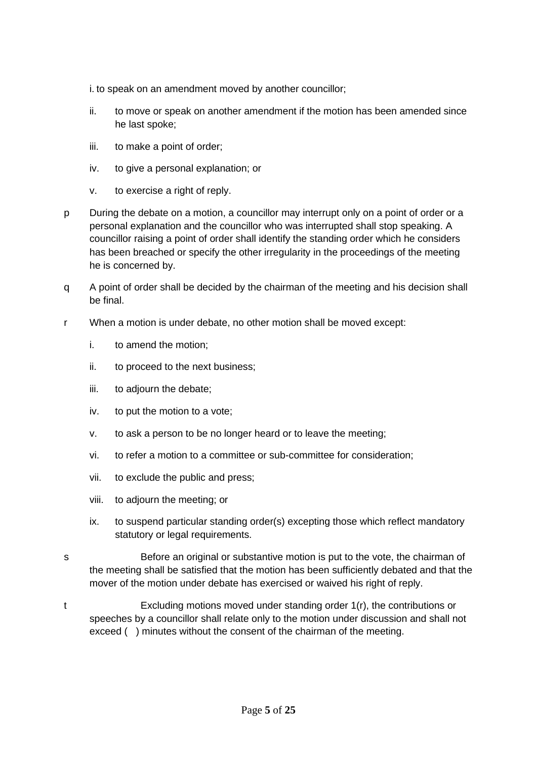i. to speak on an amendment moved by another councillor;

ii. to move or speak on another amendment if the motion has been amended since he last spoke;

iii. to make a point of order;

iv. to give a personal explanation; or

v. to exercise a right of reply.

p During the debate on a motion, a councillor may interrupt only on a point of order or a personal explanation and the councillor who was interrupted shall stop speaking. A councillor raising a point of order shall identify the standing order which he considers has been breached or specify the other irregularity in the proceedings of the meeting he is concerned by.

q A point of order shall be decided by the chairman of the meeting and his decision shall be final.

r When a motion is under debate, no other motion shall be moved except:

i. to amend the motion;

ii. to proceed to the next business;

iii. to adjourn the debate;

iv. to put the motion to a vote;

v. to ask a person to be no longer heard or to leave the meeting;

vi. to refer a motion to a committee or sub-committee for consideration;

vii. to exclude the public and press;

viii. to adjourn the meeting; or

ix. to suspend particular standing order(s) excepting those which reflect mandatory statutory or legal requirements.

s Before an original or substantive motion is put to the vote, the chairman of the meeting shall be satisfied that the motion has been sufficiently debated and that the mover of the motion under debate has exercised or waived his right of reply.

t Excluding motions moved under standing order 1(r), the contributions or speeches by a councillor shall relate only to the motion under discussion and shall not exceed ( ) minutes without the consent of the chairman of the meeting.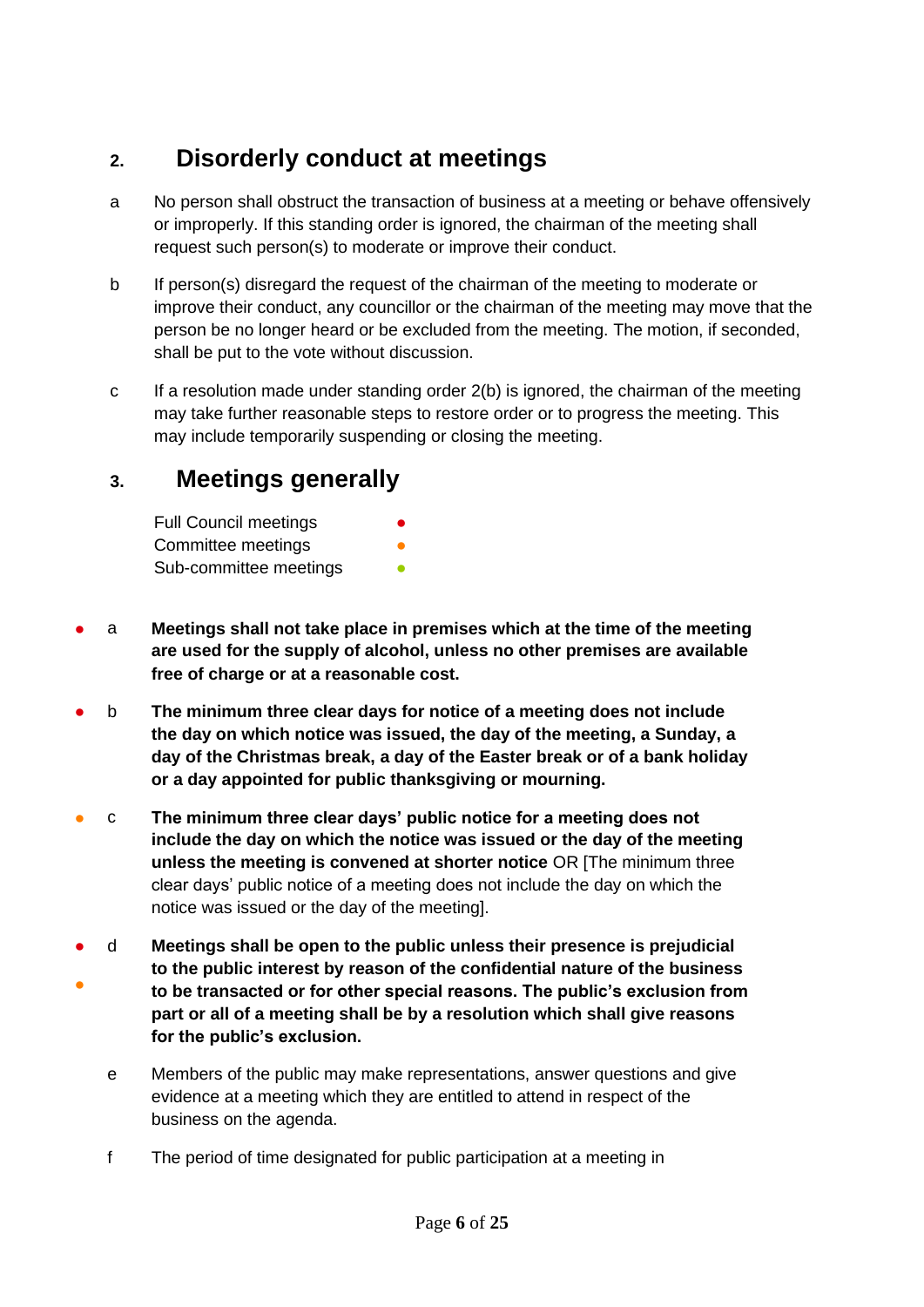## 2. Disorderly conduct at meetings

a No person shall obstruct the transaction of business at a meeting or behave offensively or improperly. If this standing order is ignored, the chairman of the meeting shall request such person(s) to moderate or improve their conduct.

b If person(s) disregard the request of the chairman of the meeting to moderate or improve their conduct, any councillor or the chairman of the meeting may move that the person be no longer heard or be excluded from the meeting. The motion, if seconded, shall be put to the vote without discussion.

c If a resolution made under standing order 2(b) is ignored, the chairman of the meeting may take further reasonable steps to restore order or to progress the meeting. This may include temporarily suspending or closing the meeting.

## 3. Meetings generally

Full Council meetings ●
Committee meetings ●
Sub-committee meetings ●

● a **Meetings shall not take place in premises which at the time of the meeting are used for the supply of alcohol, unless no other premises are available free of charge or at a reasonable cost.**

● b **The minimum three clear days for notice of a meeting does not include the day on which notice was issued, the day of the meeting, a Sunday, a day of the Christmas break, a day of the Easter break or of a bank holiday or a day appointed for public thanksgiving or mourning.**

● c **The minimum three clear days' public notice for a meeting does not include the day on which the notice was issued or the day of the meeting unless the meeting is convened at shorter notice** OR [The minimum three clear days' public notice of a meeting does not include the day on which the notice was issued or the day of the meeting].

● ● d **Meetings shall be open to the public unless their presence is prejudicial to the public interest by reason of the confidential nature of the business to be transacted or for other special reasons. The public's exclusion from part or all of a meeting shall be by a resolution which shall give reasons for the public's exclusion.**

e Members of the public may make representations, answer questions and give evidence at a meeting which they are entitled to attend in respect of the business on the agenda.

f The period of time designated for public participation at a meeting in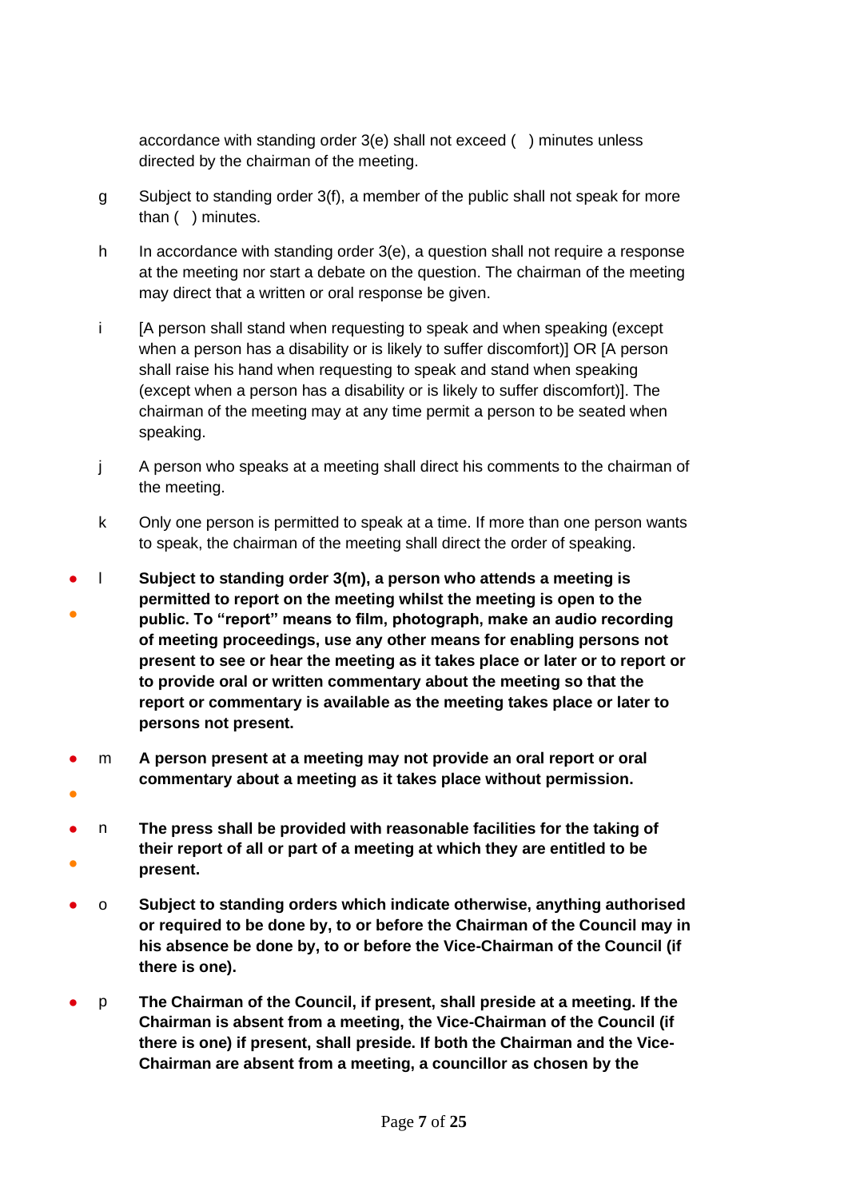accordance with standing order 3(e) shall not exceed (  ) minutes unless directed by the chairman of the meeting.

g Subject to standing order 3(f), a member of the public shall not speak for more than (  ) minutes.

h In accordance with standing order 3(e), a question shall not require a response at the meeting nor start a debate on the question. The chairman of the meeting may direct that a written or oral response be given.

i [A person shall stand when requesting to speak and when speaking (except when a person has a disability or is likely to suffer discomfort)] OR [A person shall raise his hand when requesting to speak and stand when speaking (except when a person has a disability or is likely to suffer discomfort)]. The chairman of the meeting may at any time permit a person to be seated when speaking.

j A person who speaks at a meeting shall direct his comments to the chairman of the meeting.

k Only one person is permitted to speak at a time. If more than one person wants to speak, the chairman of the meeting shall direct the order of speaking.

l **Subject to standing order 3(m), a person who attends a meeting is permitted to report on the meeting whilst the meeting is open to the public. To "report" means to film, photograph, make an audio recording of meeting proceedings, use any other means for enabling persons not present to see or hear the meeting as it takes place or later or to report or to provide oral or written commentary about the meeting so that the report or commentary is available as the meeting takes place or later to persons not present.**

m **A person present at a meeting may not provide an oral report or oral commentary about a meeting as it takes place without permission.**

n **The press shall be provided with reasonable facilities for the taking of their report of all or part of a meeting at which they are entitled to be present.**

o **Subject to standing orders which indicate otherwise, anything authorised or required to be done by, to or before the Chairman of the Council may in his absence be done by, to or before the Vice-Chairman of the Council (if there is one).**

p **The Chairman of the Council, if present, shall preside at a meeting. If the Chairman is absent from a meeting, the Vice-Chairman of the Council (if there is one) if present, shall preside. If both the Chairman and the Vice-Chairman are absent from a meeting, a councillor as chosen by the**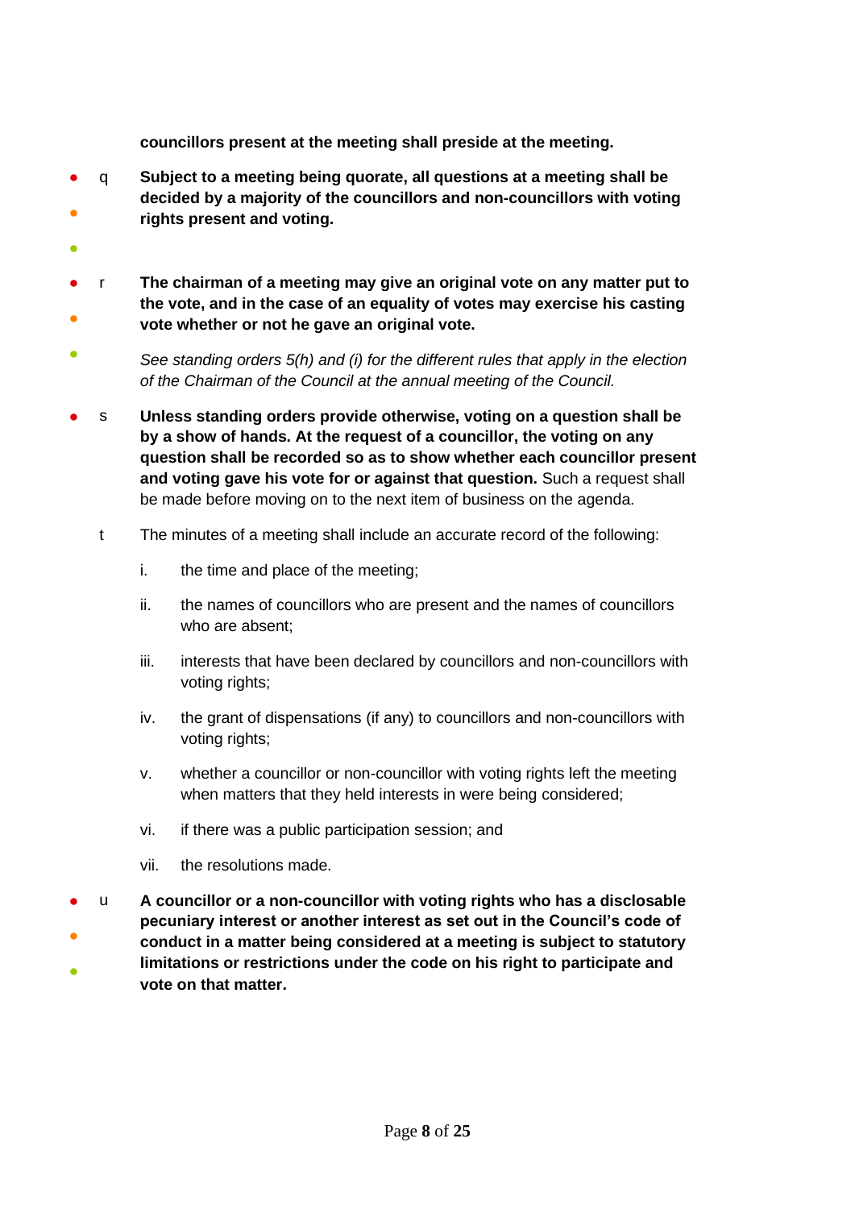**councillors present at the meeting shall preside at the meeting.**

q **Subject to a meeting being quorate, all questions at a meeting shall be decided by a majority of the councillors and non-councillors with voting rights present and voting.**

r **The chairman of a meeting may give an original vote on any matter put to the vote, and in the case of an equality of votes may exercise his casting vote whether or not he gave an original vote.**

*See standing orders 5(h) and (i) for the different rules that apply in the election of the Chairman of the Council at the annual meeting of the Council.*

s **Unless standing orders provide otherwise, voting on a question shall be by a show of hands. At the request of a councillor, the voting on any question shall be recorded so as to show whether each councillor present and voting gave his vote for or against that question.** Such a request shall be made before moving on to the next item of business on the agenda.

t The minutes of a meeting shall include an accurate record of the following:

i. the time and place of the meeting;

ii. the names of councillors who are present and the names of councillors who are absent;

iii. interests that have been declared by councillors and non-councillors with voting rights;

iv. the grant of dispensations (if any) to councillors and non-councillors with voting rights;

v. whether a councillor or non-councillor with voting rights left the meeting when matters that they held interests in were being considered;

vi. if there was a public participation session; and

vii. the resolutions made.

u **A councillor or a non-councillor with voting rights who has a disclosable pecuniary interest or another interest as set out in the Council's code of conduct in a matter being considered at a meeting is subject to statutory limitations or restrictions under the code on his right to participate and vote on that matter.**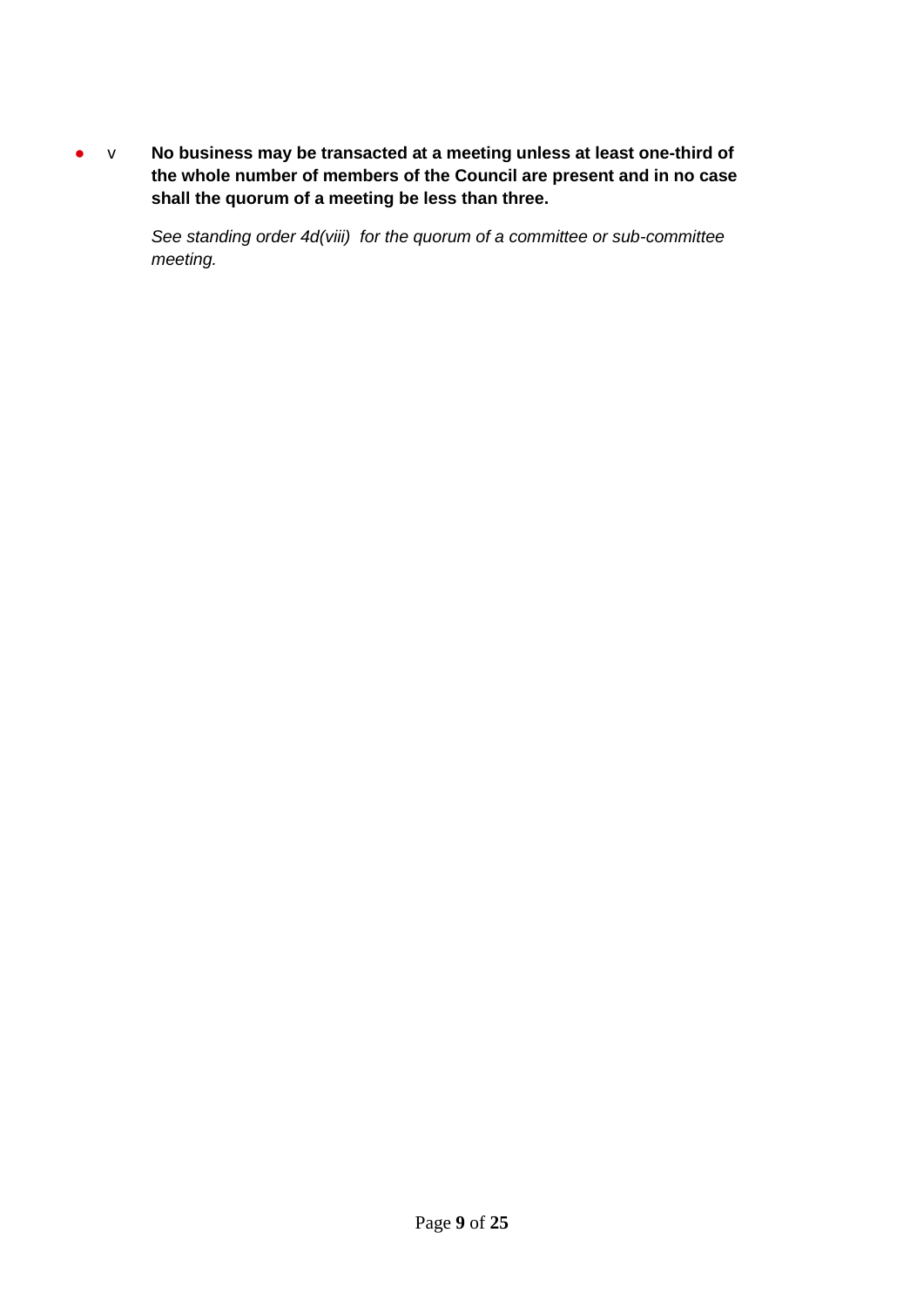- v **No business may be transacted at a meeting unless at least one-third of the whole number of members of the Council are present and in no case shall the quorum of a meeting be less than three.**

  *See standing order 4d(viii) for the quorum of a committee or sub-committee meeting.*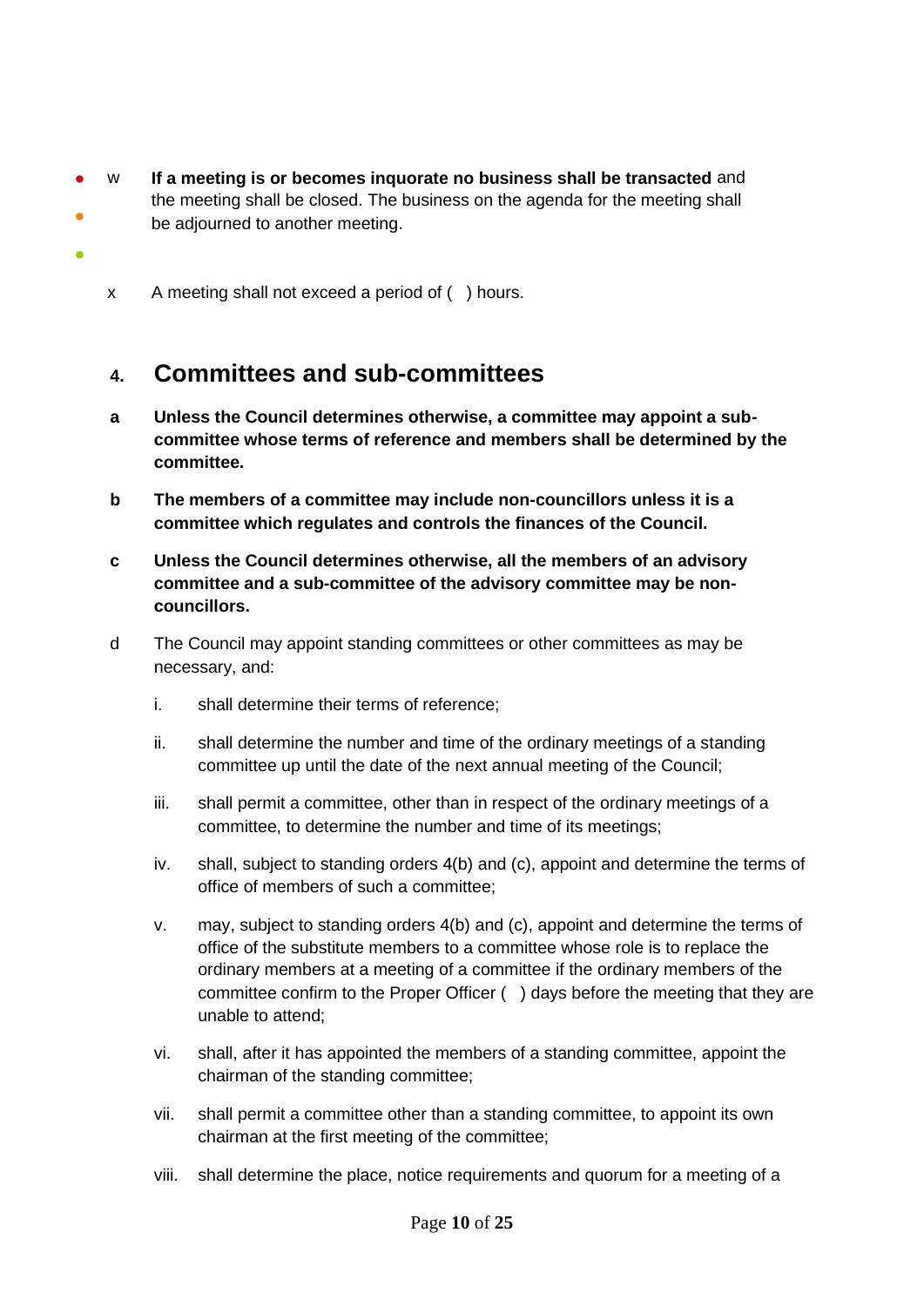w **If a meeting is or becomes inquorate no business shall be transacted** and the meeting shall be closed. The business on the agenda for the meeting shall be adjourned to another meeting.

x A meeting shall not exceed a period of ( ) hours.

## 4. Committees and sub-committees

**a Unless the Council determines otherwise, a committee may appoint a sub-committee whose terms of reference and members shall be determined by the committee.**

**b The members of a committee may include non-councillors unless it is a committee which regulates and controls the finances of the Council.**

**c Unless the Council determines otherwise, all the members of an advisory committee and a sub-committee of the advisory committee may be non-councillors.**

d The Council may appoint standing committees or other committees as may be necessary, and:

i. shall determine their terms of reference;

ii. shall determine the number and time of the ordinary meetings of a standing committee up until the date of the next annual meeting of the Council;

iii. shall permit a committee, other than in respect of the ordinary meetings of a committee, to determine the number and time of its meetings;

iv. shall, subject to standing orders 4(b) and (c), appoint and determine the terms of office of members of such a committee;

v. may, subject to standing orders 4(b) and (c), appoint and determine the terms of office of the substitute members to a committee whose role is to replace the ordinary members at a meeting of a committee if the ordinary members of the committee confirm to the Proper Officer ( ) days before the meeting that they are unable to attend;

vi. shall, after it has appointed the members of a standing committee, appoint the chairman of the standing committee;

vii. shall permit a committee other than a standing committee, to appoint its own chairman at the first meeting of the committee;

viii. shall determine the place, notice requirements and quorum for a meeting of a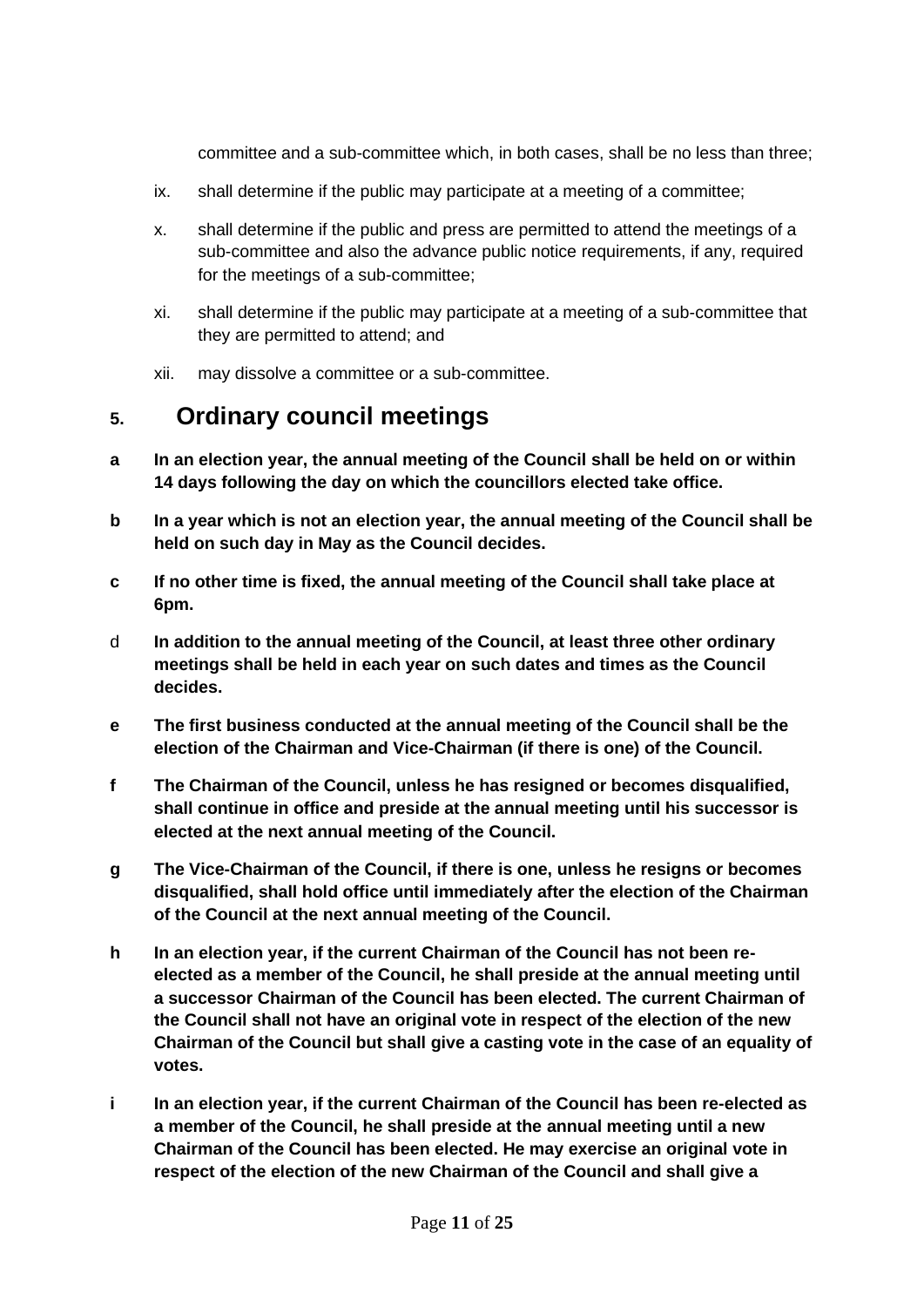committee and a sub-committee which, in both cases, shall be no less than three;

ix. shall determine if the public may participate at a meeting of a committee;

x. shall determine if the public and press are permitted to attend the meetings of a sub-committee and also the advance public notice requirements, if any, required for the meetings of a sub-committee;

xi. shall determine if the public may participate at a meeting of a sub-committee that they are permitted to attend; and

xii. may dissolve a committee or a sub-committee.

## 5. Ordinary council meetings

**a In an election year, the annual meeting of the Council shall be held on or within 14 days following the day on which the councillors elected take office.**

**b In a year which is not an election year, the annual meeting of the Council shall be held on such day in May as the Council decides.**

**c If no other time is fixed, the annual meeting of the Council shall take place at 6pm.**

d **In addition to the annual meeting of the Council, at least three other ordinary meetings shall be held in each year on such dates and times as the Council decides.**

**e The first business conducted at the annual meeting of the Council shall be the election of the Chairman and Vice-Chairman (if there is one) of the Council.**

**f The Chairman of the Council, unless he has resigned or becomes disqualified, shall continue in office and preside at the annual meeting until his successor is elected at the next annual meeting of the Council.**

**g The Vice-Chairman of the Council, if there is one, unless he resigns or becomes disqualified, shall hold office until immediately after the election of the Chairman of the Council at the next annual meeting of the Council.**

**h In an election year, if the current Chairman of the Council has not been re-elected as a member of the Council, he shall preside at the annual meeting until a successor Chairman of the Council has been elected. The current Chairman of the Council shall not have an original vote in respect of the election of the new Chairman of the Council but shall give a casting vote in the case of an equality of votes.**

**i In an election year, if the current Chairman of the Council has been re-elected as a member of the Council, he shall preside at the annual meeting until a new Chairman of the Council has been elected. He may exercise an original vote in respect of the election of the new Chairman of the Council and shall give a**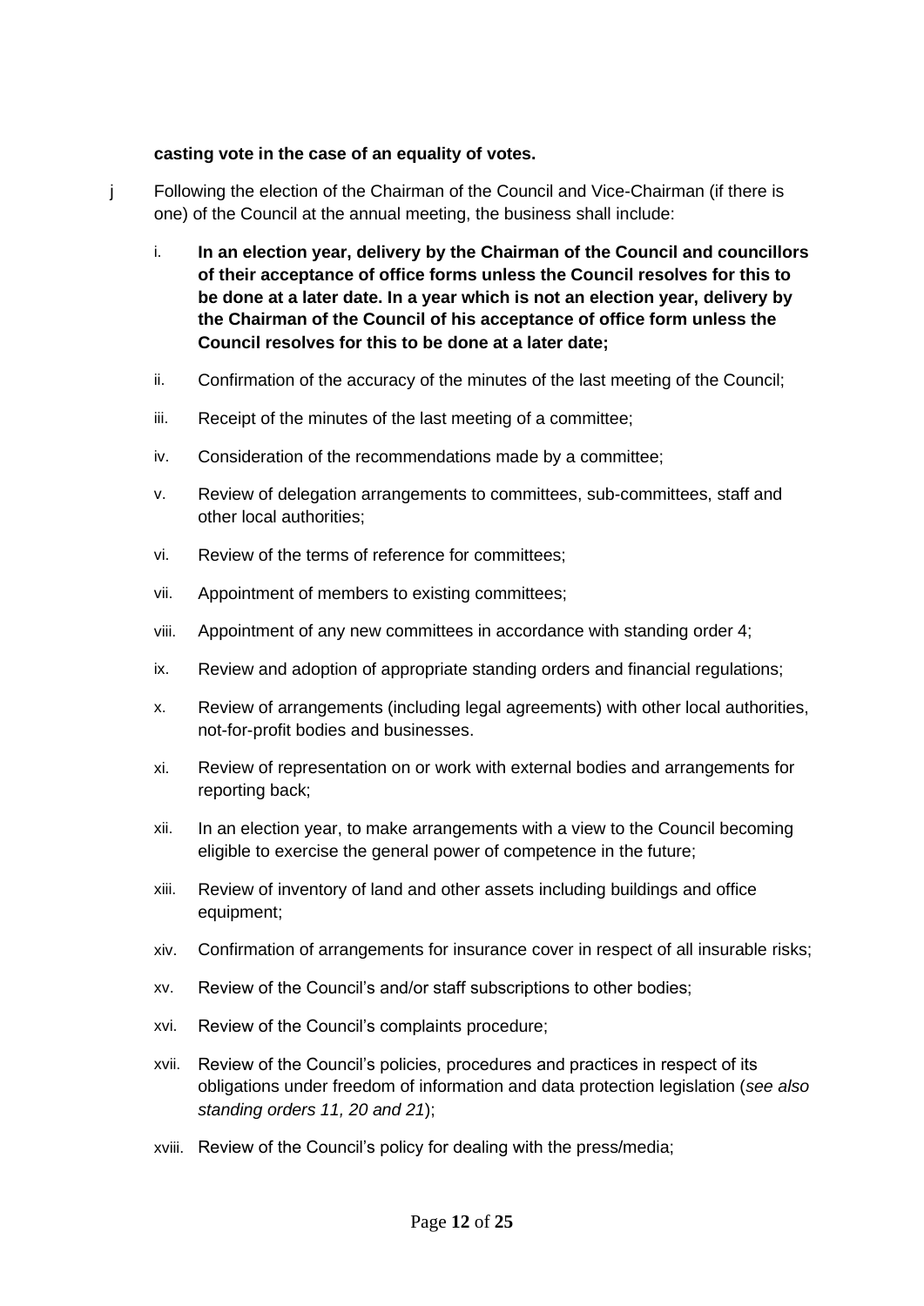**casting vote in the case of an equality of votes.**

j Following the election of the Chairman of the Council and Vice-Chairman (if there is one) of the Council at the annual meeting, the business shall include:

i. **In an election year, delivery by the Chairman of the Council and councillors of their acceptance of office forms unless the Council resolves for this to be done at a later date. In a year which is not an election year, delivery by the Chairman of the Council of his acceptance of office form unless the Council resolves for this to be done at a later date;**

ii. Confirmation of the accuracy of the minutes of the last meeting of the Council;

iii. Receipt of the minutes of the last meeting of a committee;

iv. Consideration of the recommendations made by a committee;

v. Review of delegation arrangements to committees, sub-committees, staff and other local authorities;

vi. Review of the terms of reference for committees;

vii. Appointment of members to existing committees;

viii. Appointment of any new committees in accordance with standing order 4;

ix. Review and adoption of appropriate standing orders and financial regulations;

x. Review of arrangements (including legal agreements) with other local authorities, not-for-profit bodies and businesses.

xi. Review of representation on or work with external bodies and arrangements for reporting back;

xii. In an election year, to make arrangements with a view to the Council becoming eligible to exercise the general power of competence in the future;

xiii. Review of inventory of land and other assets including buildings and office equipment;

xiv. Confirmation of arrangements for insurance cover in respect of all insurable risks;

xv. Review of the Council's and/or staff subscriptions to other bodies;

xvi. Review of the Council's complaints procedure;

xvii. Review of the Council's policies, procedures and practices in respect of its obligations under freedom of information and data protection legislation (*see also standing orders 11, 20 and 21*);

xviii. Review of the Council's policy for dealing with the press/media;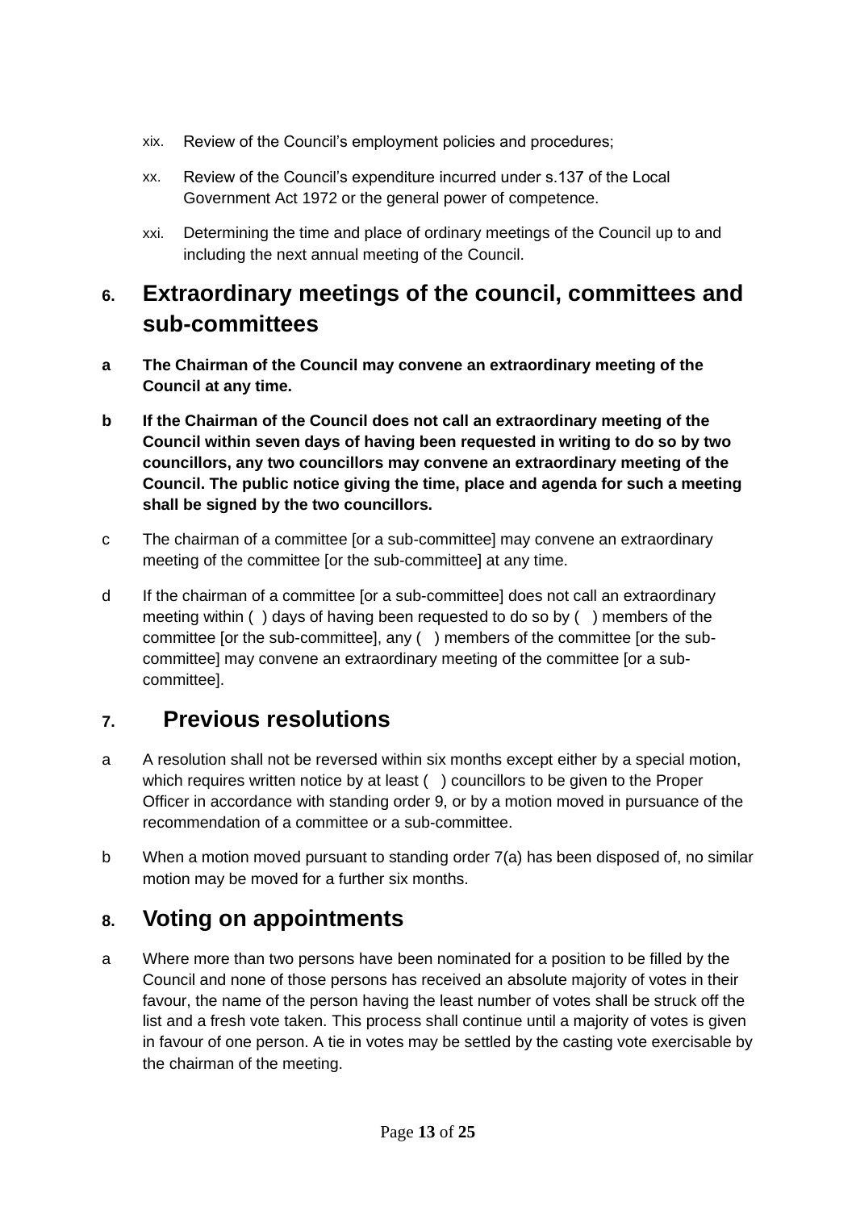xix. Review of the Council's employment policies and procedures;

xx. Review of the Council's expenditure incurred under s.137 of the Local Government Act 1972 or the general power of competence.

xxi. Determining the time and place of ordinary meetings of the Council up to and including the next annual meeting of the Council.

## 6. Extraordinary meetings of the council, committees and sub-committees

**a The Chairman of the Council may convene an extraordinary meeting of the Council at any time.**

**b If the Chairman of the Council does not call an extraordinary meeting of the Council within seven days of having been requested in writing to do so by two councillors, any two councillors may convene an extraordinary meeting of the Council. The public notice giving the time, place and agenda for such a meeting shall be signed by the two councillors.**

c The chairman of a committee [or a sub-committee] may convene an extraordinary meeting of the committee [or the sub-committee] at any time.

d If the chairman of a committee [or a sub-committee] does not call an extraordinary meeting within ( ) days of having been requested to do so by ( ) members of the committee [or the sub-committee], any ( ) members of the committee [or the sub-committee] may convene an extraordinary meeting of the committee [or a sub-committee].

## 7. Previous resolutions

a A resolution shall not be reversed within six months except either by a special motion, which requires written notice by at least ( ) councillors to be given to the Proper Officer in accordance with standing order 9, or by a motion moved in pursuance of the recommendation of a committee or a sub-committee.

b When a motion moved pursuant to standing order 7(a) has been disposed of, no similar motion may be moved for a further six months.

## 8. Voting on appointments

a Where more than two persons have been nominated for a position to be filled by the Council and none of those persons has received an absolute majority of votes in their favour, the name of the person having the least number of votes shall be struck off the list and a fresh vote taken. This process shall continue until a majority of votes is given in favour of one person. A tie in votes may be settled by the casting vote exercisable by the chairman of the meeting.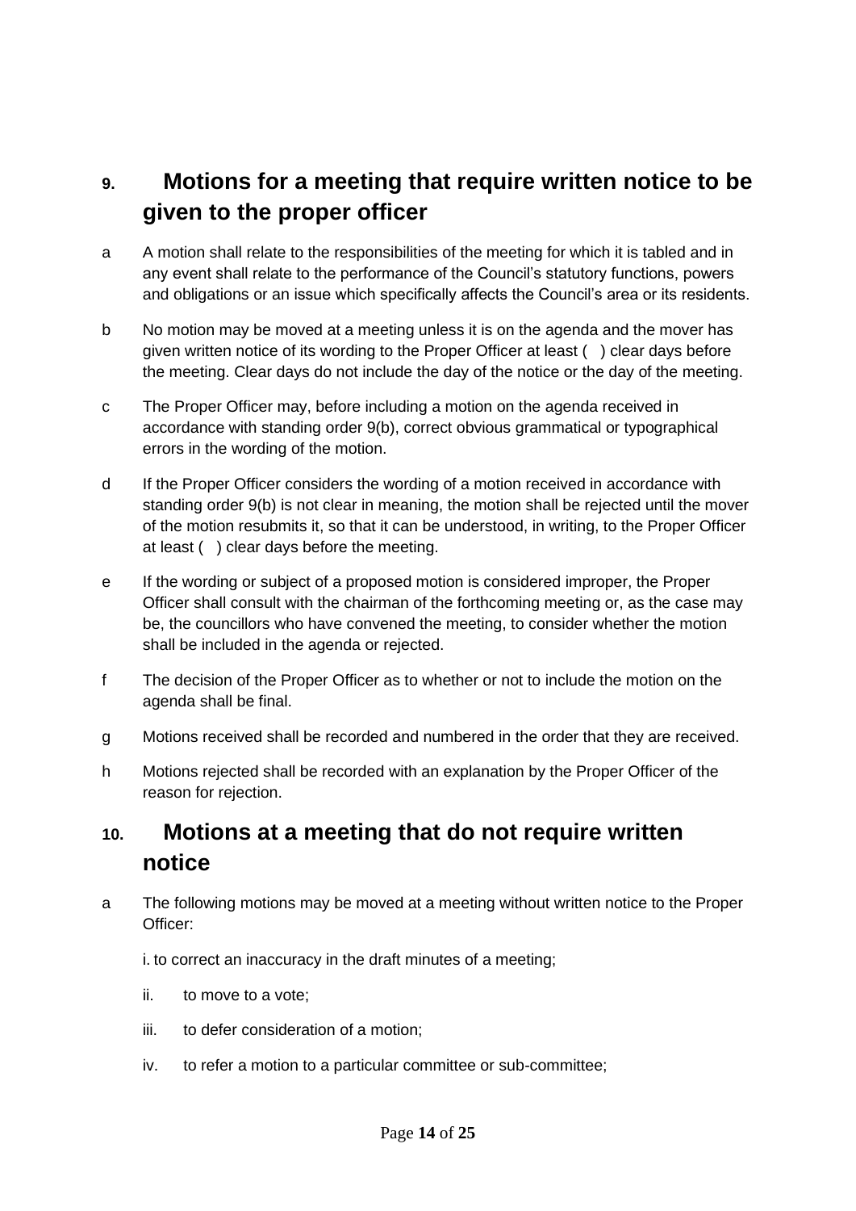## 9. Motions for a meeting that require written notice to be given to the proper officer

a A motion shall relate to the responsibilities of the meeting for which it is tabled and in any event shall relate to the performance of the Council's statutory functions, powers and obligations or an issue which specifically affects the Council's area or its residents.

b No motion may be moved at a meeting unless it is on the agenda and the mover has given written notice of its wording to the Proper Officer at least ( ) clear days before the meeting. Clear days do not include the day of the notice or the day of the meeting.

c The Proper Officer may, before including a motion on the agenda received in accordance with standing order 9(b), correct obvious grammatical or typographical errors in the wording of the motion.

d If the Proper Officer considers the wording of a motion received in accordance with standing order 9(b) is not clear in meaning, the motion shall be rejected until the mover of the motion resubmits it, so that it can be understood, in writing, to the Proper Officer at least ( ) clear days before the meeting.

e If the wording or subject of a proposed motion is considered improper, the Proper Officer shall consult with the chairman of the forthcoming meeting or, as the case may be, the councillors who have convened the meeting, to consider whether the motion shall be included in the agenda or rejected.

f The decision of the Proper Officer as to whether or not to include the motion on the agenda shall be final.

g Motions received shall be recorded and numbered in the order that they are received.

h Motions rejected shall be recorded with an explanation by the Proper Officer of the reason for rejection.

## 10. Motions at a meeting that do not require written notice

a The following motions may be moved at a meeting without written notice to the Proper Officer:

i. to correct an inaccuracy in the draft minutes of a meeting;

ii. to move to a vote;

iii. to defer consideration of a motion;

iv. to refer a motion to a particular committee or sub-committee;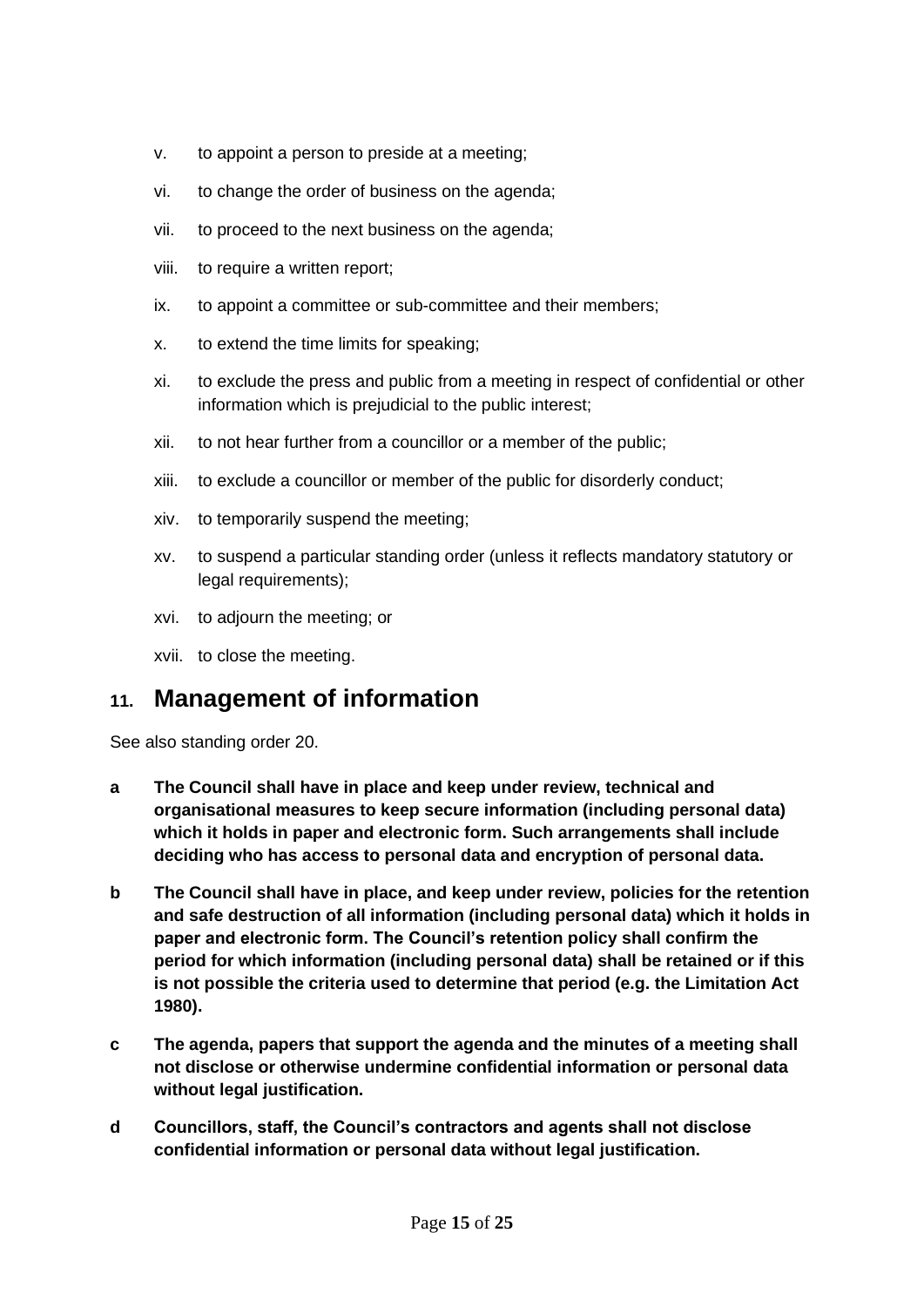v. to appoint a person to preside at a meeting;

vi. to change the order of business on the agenda;

vii. to proceed to the next business on the agenda;

viii. to require a written report;

ix. to appoint a committee or sub-committee and their members;

x. to extend the time limits for speaking;

xi. to exclude the press and public from a meeting in respect of confidential or other information which is prejudicial to the public interest;

xii. to not hear further from a councillor or a member of the public;

xiii. to exclude a councillor or member of the public for disorderly conduct;

xiv. to temporarily suspend the meeting;

xv. to suspend a particular standing order (unless it reflects mandatory statutory or legal requirements);

xvi. to adjourn the meeting; or

xvii. to close the meeting.

## 11. Management of information

See also standing order 20.

**a** **The Council shall have in place and keep under review, technical and organisational measures to keep secure information (including personal data) which it holds in paper and electronic form. Such arrangements shall include deciding who has access to personal data and encryption of personal data.**

**b** **The Council shall have in place, and keep under review, policies for the retention and safe destruction of all information (including personal data) which it holds in paper and electronic form. The Council's retention policy shall confirm the period for which information (including personal data) shall be retained or if this is not possible the criteria used to determine that period (e.g. the Limitation Act 1980).**

**c** **The agenda, papers that support the agenda and the minutes of a meeting shall not disclose or otherwise undermine confidential information or personal data without legal justification.**

**d** **Councillors, staff, the Council's contractors and agents shall not disclose confidential information or personal data without legal justification.**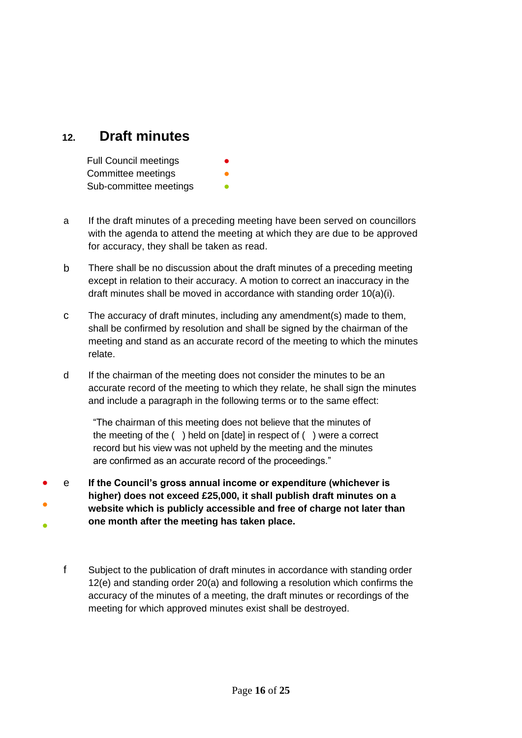## 12. Draft minutes

Full Council meetings ●
Committee meetings ●
Sub-committee meetings ●

a. If the draft minutes of a preceding meeting have been served on councillors with the agenda to attend the meeting at which they are due to be approved for accuracy, they shall be taken as read.

b. There shall be no discussion about the draft minutes of a preceding meeting except in relation to their accuracy. A motion to correct an inaccuracy in the draft minutes shall be moved in accordance with standing order 10(a)(i).

c. The accuracy of draft minutes, including any amendment(s) made to them, shall be confirmed by resolution and shall be signed by the chairman of the meeting and stand as an accurate record of the meeting to which the minutes relate.

d. If the chairman of the meeting does not consider the minutes to be an accurate record of the meeting to which they relate, he shall sign the minutes and include a paragraph in the following terms or to the same effect:

> "The chairman of this meeting does not believe that the minutes of the meeting of the ( ) held on [date] in respect of ( ) were a correct record but his view was not upheld by the meeting and the minutes are confirmed as an accurate record of the proceedings."

● ● ● e. **If the Council's gross annual income or expenditure (whichever is higher) does not exceed £25,000, it shall publish draft minutes on a website which is publicly accessible and free of charge not later than one month after the meeting has taken place.**

f. Subject to the publication of draft minutes in accordance with standing order 12(e) and standing order 20(a) and following a resolution which confirms the accuracy of the minutes of a meeting, the draft minutes or recordings of the meeting for which approved minutes exist shall be destroyed.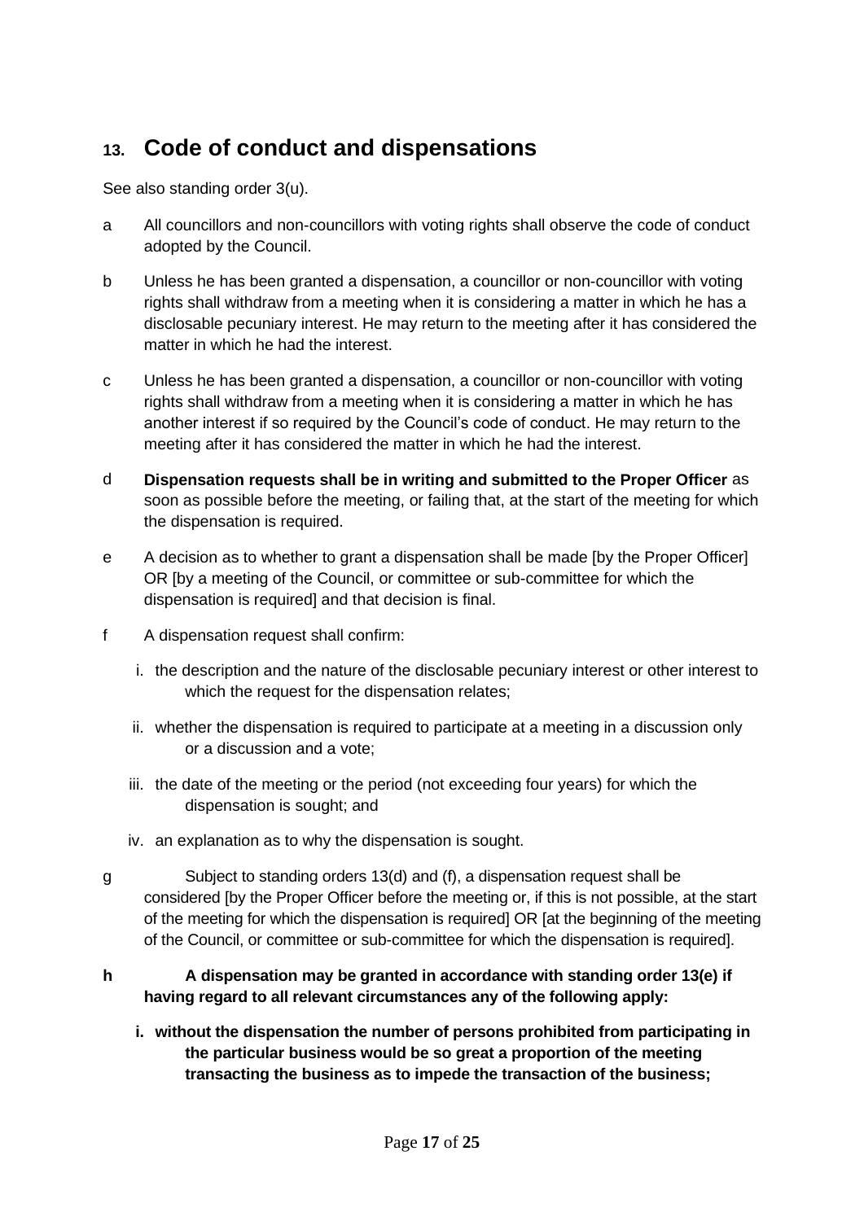## 13. Code of conduct and dispensations

See also standing order 3(u).

a All councillors and non-councillors with voting rights shall observe the code of conduct adopted by the Council.

b Unless he has been granted a dispensation, a councillor or non-councillor with voting rights shall withdraw from a meeting when it is considering a matter in which he has a disclosable pecuniary interest. He may return to the meeting after it has considered the matter in which he had the interest.

c Unless he has been granted a dispensation, a councillor or non-councillor with voting rights shall withdraw from a meeting when it is considering a matter in which he has another interest if so required by the Council's code of conduct. He may return to the meeting after it has considered the matter in which he had the interest.

d **Dispensation requests shall be in writing and submitted to the Proper Officer** as soon as possible before the meeting, or failing that, at the start of the meeting for which the dispensation is required.

e A decision as to whether to grant a dispensation shall be made [by the Proper Officer] OR [by a meeting of the Council, or committee or sub-committee for which the dispensation is required] and that decision is final.

f A dispensation request shall confirm:

i. the description and the nature of the disclosable pecuniary interest or other interest to which the request for the dispensation relates;

ii. whether the dispensation is required to participate at a meeting in a discussion only or a discussion and a vote;

iii. the date of the meeting or the period (not exceeding four years) for which the dispensation is sought; and

iv. an explanation as to why the dispensation is sought.

g Subject to standing orders 13(d) and (f), a dispensation request shall be considered [by the Proper Officer before the meeting or, if this is not possible, at the start of the meeting for which the dispensation is required] OR [at the beginning of the meeting of the Council, or committee or sub-committee for which the dispensation is required].

**h A dispensation may be granted in accordance with standing order 13(e) if having regard to all relevant circumstances any of the following apply:**

**i. without the dispensation the number of persons prohibited from participating in the particular business would be so great a proportion of the meeting transacting the business as to impede the transaction of the business;**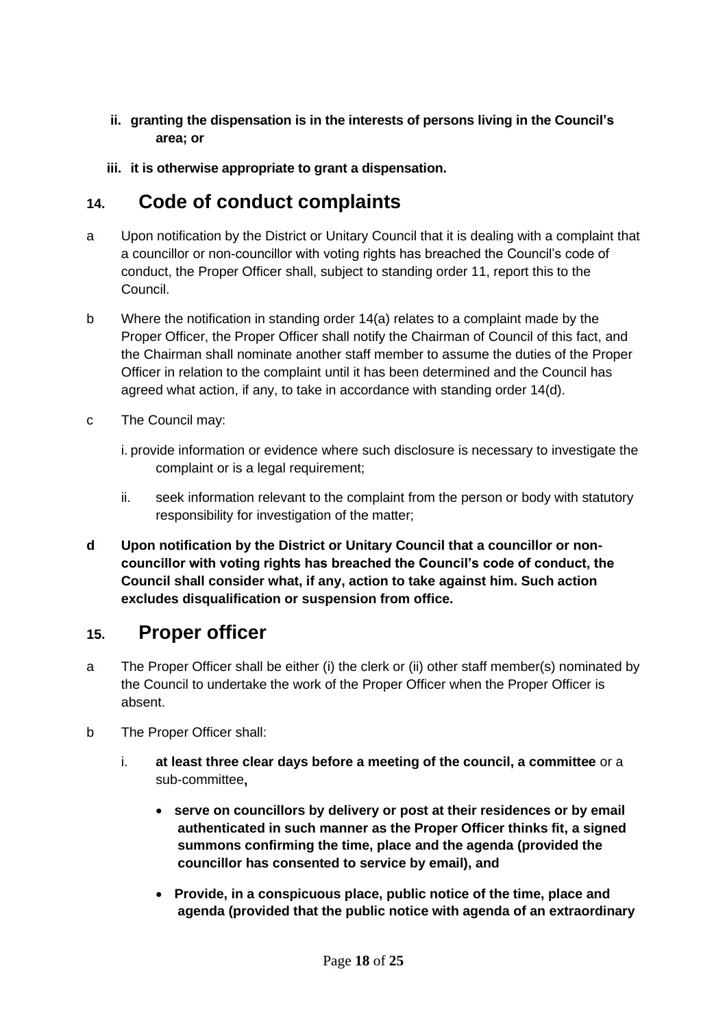- **ii. granting the dispensation is in the interests of persons living in the Council's area; or**
- **iii. it is otherwise appropriate to grant a dispensation.**

## 14. Code of conduct complaints

a Upon notification by the District or Unitary Council that it is dealing with a complaint that a councillor or non-councillor with voting rights has breached the Council's code of conduct, the Proper Officer shall, subject to standing order 11, report this to the Council.

b Where the notification in standing order 14(a) relates to a complaint made by the Proper Officer, the Proper Officer shall notify the Chairman of Council of this fact, and the Chairman shall nominate another staff member to assume the duties of the Proper Officer in relation to the complaint until it has been determined and the Council has agreed what action, if any, to take in accordance with standing order 14(d).

c The Council may:

i. provide information or evidence where such disclosure is necessary to investigate the complaint or is a legal requirement;

ii. seek information relevant to the complaint from the person or body with statutory responsibility for investigation of the matter;

**d Upon notification by the District or Unitary Council that a councillor or non-councillor with voting rights has breached the Council's code of conduct, the Council shall consider what, if any, action to take against him. Such action excludes disqualification or suspension from office.**

## 15. Proper officer

a The Proper Officer shall be either (i) the clerk or (ii) other staff member(s) nominated by the Council to undertake the work of the Proper Officer when the Proper Officer is absent.

b The Proper Officer shall:

i. **at least three clear days before a meeting of the council, a committee** or a sub-committee**,**

- **serve on councillors by delivery or post at their residences or by email authenticated in such manner as the Proper Officer thinks fit, a signed summons confirming the time, place and the agenda (provided the councillor has consented to service by email), and**
- **Provide, in a conspicuous place, public notice of the time, place and agenda (provided that the public notice with agenda of an extraordinary**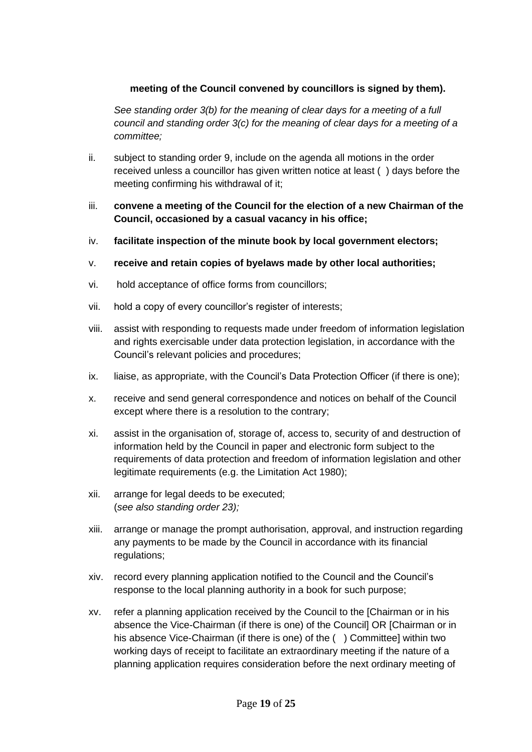**meeting of the Council convened by councillors is signed by them).**

*See standing order 3(b) for the meaning of clear days for a meeting of a full council and standing order 3(c) for the meaning of clear days for a meeting of a committee;*

ii. subject to standing order 9, include on the agenda all motions in the order received unless a councillor has given written notice at least ( ) days before the meeting confirming his withdrawal of it;

iii. **convene a meeting of the Council for the election of a new Chairman of the Council, occasioned by a casual vacancy in his office;**

iv. **facilitate inspection of the minute book by local government electors;**

v. **receive and retain copies of byelaws made by other local authorities;**

vi. hold acceptance of office forms from councillors;

vii. hold a copy of every councillor's register of interests;

viii. assist with responding to requests made under freedom of information legislation and rights exercisable under data protection legislation, in accordance with the Council's relevant policies and procedures;

ix. liaise, as appropriate, with the Council's Data Protection Officer (if there is one);

x. receive and send general correspondence and notices on behalf of the Council except where there is a resolution to the contrary;

xi. assist in the organisation of, storage of, access to, security of and destruction of information held by the Council in paper and electronic form subject to the requirements of data protection and freedom of information legislation and other legitimate requirements (e.g. the Limitation Act 1980);

xii. arrange for legal deeds to be executed;
(*see also standing order 23);*

xiii. arrange or manage the prompt authorisation, approval, and instruction regarding any payments to be made by the Council in accordance with its financial regulations;

xiv. record every planning application notified to the Council and the Council's response to the local planning authority in a book for such purpose;

xv. refer a planning application received by the Council to the [Chairman or in his absence the Vice-Chairman (if there is one) of the Council] OR [Chairman or in his absence Vice-Chairman (if there is one) of the ( ) Committee] within two working days of receipt to facilitate an extraordinary meeting if the nature of a planning application requires consideration before the next ordinary meeting of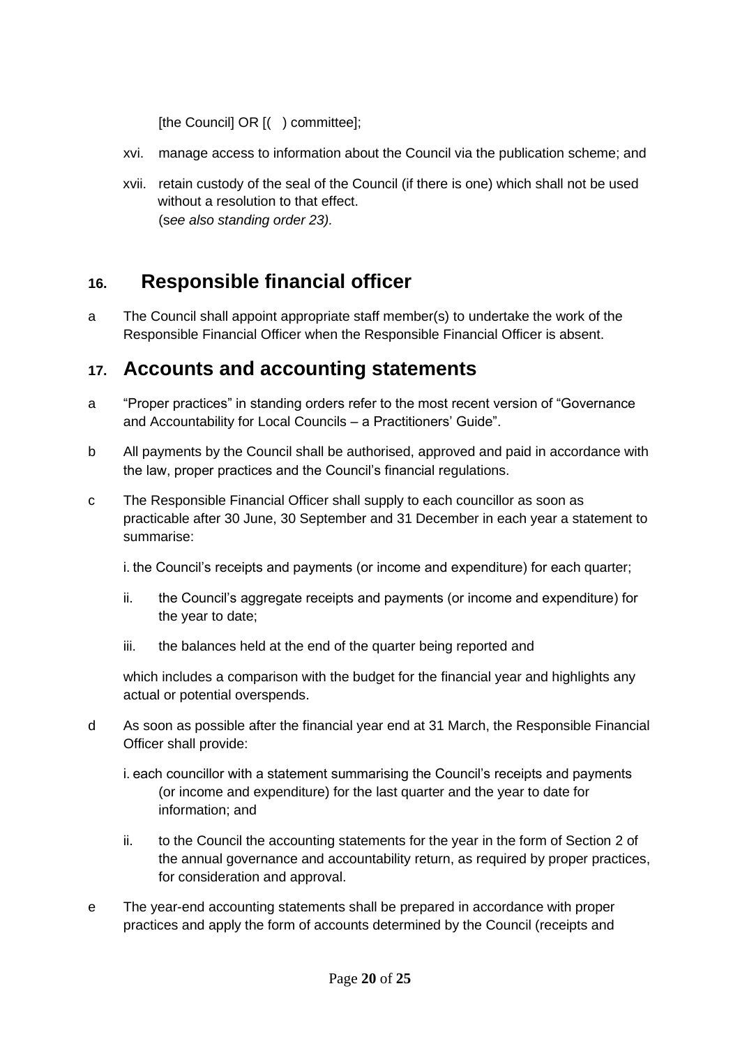[the Council] OR [( ) committee];

xvi. manage access to information about the Council via the publication scheme; and

xvii. retain custody of the seal of the Council (if there is one) which shall not be used without a resolution to that effect.
(*see also standing order 23).*

## 16. Responsible financial officer

a The Council shall appoint appropriate staff member(s) to undertake the work of the Responsible Financial Officer when the Responsible Financial Officer is absent.

## 17. Accounts and accounting statements

a "Proper practices" in standing orders refer to the most recent version of "Governance and Accountability for Local Councils – a Practitioners' Guide".

b All payments by the Council shall be authorised, approved and paid in accordance with the law, proper practices and the Council's financial regulations.

c The Responsible Financial Officer shall supply to each councillor as soon as practicable after 30 June, 30 September and 31 December in each year a statement to summarise:

i. the Council's receipts and payments (or income and expenditure) for each quarter;

ii. the Council's aggregate receipts and payments (or income and expenditure) for the year to date;

iii. the balances held at the end of the quarter being reported and

which includes a comparison with the budget for the financial year and highlights any actual or potential overspends.

d As soon as possible after the financial year end at 31 March, the Responsible Financial Officer shall provide:

i. each councillor with a statement summarising the Council's receipts and payments (or income and expenditure) for the last quarter and the year to date for information; and

ii. to the Council the accounting statements for the year in the form of Section 2 of the annual governance and accountability return, as required by proper practices, for consideration and approval.

e The year-end accounting statements shall be prepared in accordance with proper practices and apply the form of accounts determined by the Council (receipts and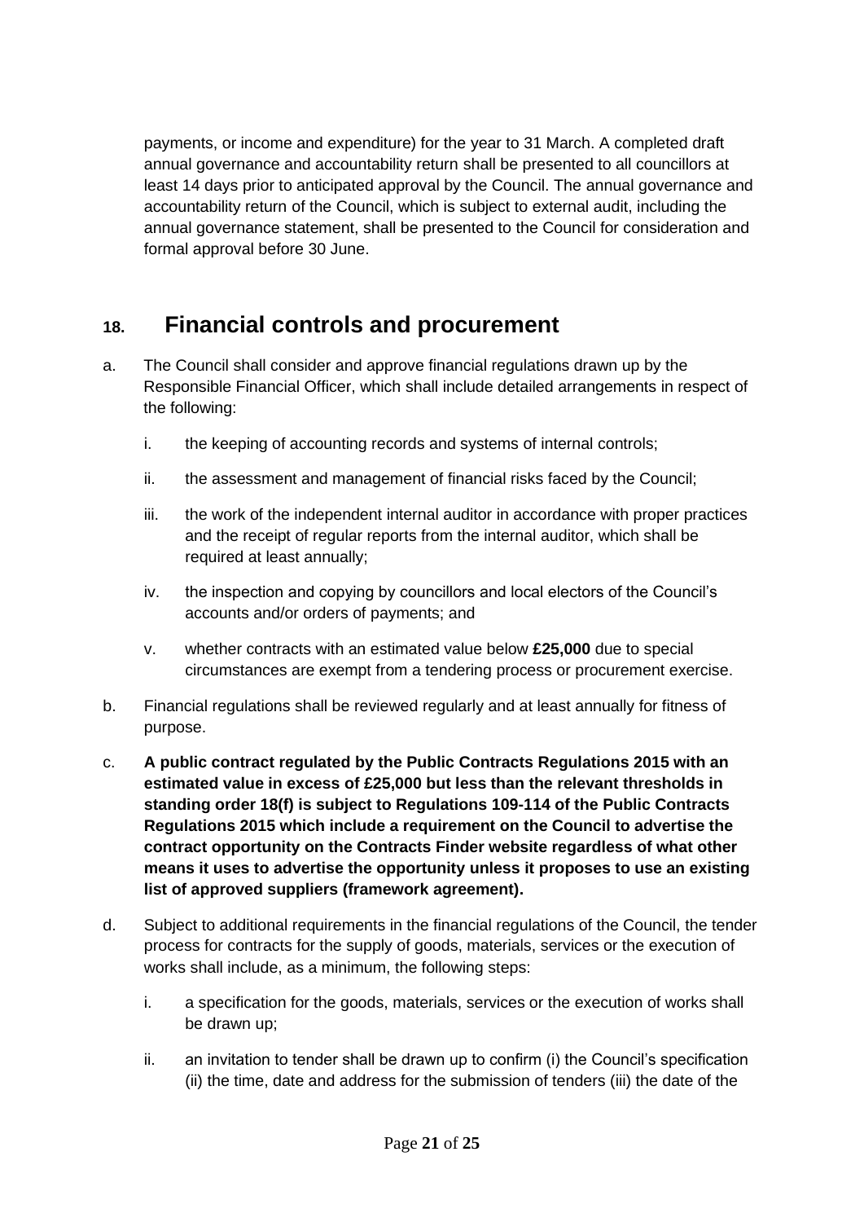payments, or income and expenditure) for the year to 31 March. A completed draft annual governance and accountability return shall be presented to all councillors at least 14 days prior to anticipated approval by the Council. The annual governance and accountability return of the Council, which is subject to external audit, including the annual governance statement, shall be presented to the Council for consideration and formal approval before 30 June.

## 18. Financial controls and procurement

a. The Council shall consider and approve financial regulations drawn up by the Responsible Financial Officer, which shall include detailed arrangements in respect of the following:

   i. the keeping of accounting records and systems of internal controls;

   ii. the assessment and management of financial risks faced by the Council;

   iii. the work of the independent internal auditor in accordance with proper practices and the receipt of regular reports from the internal auditor, which shall be required at least annually;

   iv. the inspection and copying by councillors and local electors of the Council's accounts and/or orders of payments; and

   v. whether contracts with an estimated value below **£25,000** due to special circumstances are exempt from a tendering process or procurement exercise.

b. Financial regulations shall be reviewed regularly and at least annually for fitness of purpose.

c. **A public contract regulated by the Public Contracts Regulations 2015 with an estimated value in excess of £25,000 but less than the relevant thresholds in standing order 18(f) is subject to Regulations 109-114 of the Public Contracts Regulations 2015 which include a requirement on the Council to advertise the contract opportunity on the Contracts Finder website regardless of what other means it uses to advertise the opportunity unless it proposes to use an existing list of approved suppliers (framework agreement).**

d. Subject to additional requirements in the financial regulations of the Council, the tender process for contracts for the supply of goods, materials, services or the execution of works shall include, as a minimum, the following steps:

   i. a specification for the goods, materials, services or the execution of works shall be drawn up;

   ii. an invitation to tender shall be drawn up to confirm (i) the Council's specification (ii) the time, date and address for the submission of tenders (iii) the date of the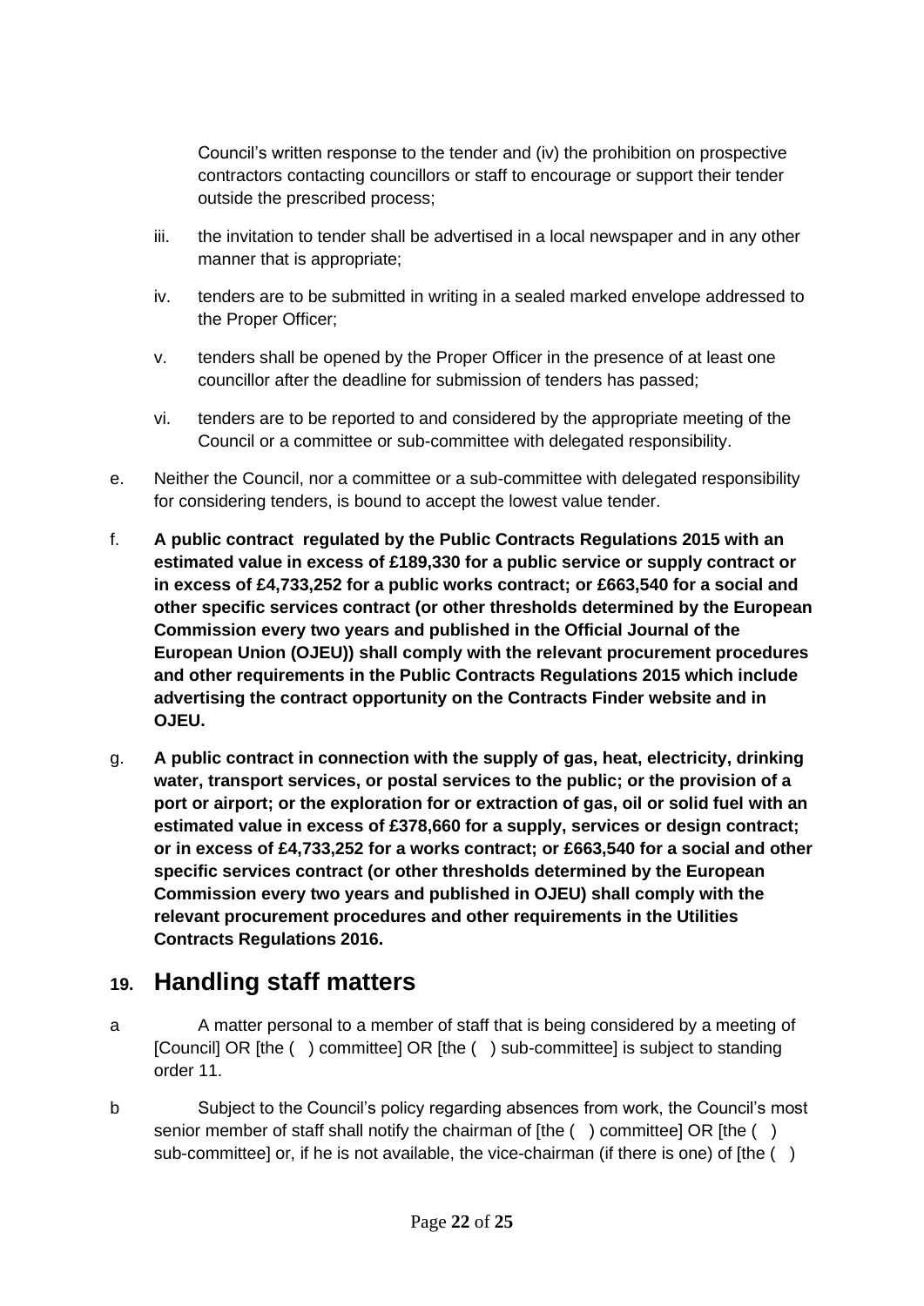Council's written response to the tender and (iv) the prohibition on prospective contractors contacting councillors or staff to encourage or support their tender outside the prescribed process;

iii. the invitation to tender shall be advertised in a local newspaper and in any other manner that is appropriate;

iv. tenders are to be submitted in writing in a sealed marked envelope addressed to the Proper Officer;

v. tenders shall be opened by the Proper Officer in the presence of at least one councillor after the deadline for submission of tenders has passed;

vi. tenders are to be reported to and considered by the appropriate meeting of the Council or a committee or sub-committee with delegated responsibility.

e. Neither the Council, nor a committee or a sub-committee with delegated responsibility for considering tenders, is bound to accept the lowest value tender.

f. **A public contract regulated by the Public Contracts Regulations 2015 with an estimated value in excess of £189,330 for a public service or supply contract or in excess of £4,733,252 for a public works contract; or £663,540 for a social and other specific services contract (or other thresholds determined by the European Commission every two years and published in the Official Journal of the European Union (OJEU)) shall comply with the relevant procurement procedures and other requirements in the Public Contracts Regulations 2015 which include advertising the contract opportunity on the Contracts Finder website and in OJEU.**

g. **A public contract in connection with the supply of gas, heat, electricity, drinking water, transport services, or postal services to the public; or the provision of a port or airport; or the exploration for or extraction of gas, oil or solid fuel with an estimated value in excess of £378,660 for a supply, services or design contract; or in excess of £4,733,252 for a works contract; or £663,540 for a social and other specific services contract (or other thresholds determined by the European Commission every two years and published in OJEU) shall comply with the relevant procurement procedures and other requirements in the Utilities Contracts Regulations 2016.**

## 19. Handling staff matters

a A matter personal to a member of staff that is being considered by a meeting of [Council] OR [the ( ) committee] OR [the ( ) sub-committee] is subject to standing order 11.

b Subject to the Council's policy regarding absences from work, the Council's most senior member of staff shall notify the chairman of [the ( ) committee] OR [the ( ) sub-committee] or, if he is not available, the vice-chairman (if there is one) of [the ( )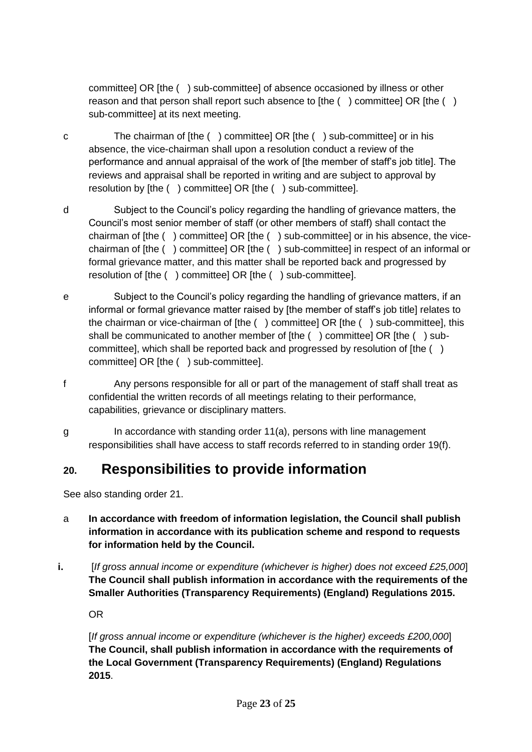committee] OR [the ( ) sub-committee] of absence occasioned by illness or other reason and that person shall report such absence to [the ( ) committee] OR [the ( ) sub-committee] at its next meeting.

c The chairman of [the ( ) committee] OR [the ( ) sub-committee] or in his absence, the vice-chairman shall upon a resolution conduct a review of the performance and annual appraisal of the work of [the member of staff's job title]. The reviews and appraisal shall be reported in writing and are subject to approval by resolution by [the ( ) committee] OR [the ( ) sub-committee].

d Subject to the Council's policy regarding the handling of grievance matters, the Council's most senior member of staff (or other members of staff) shall contact the chairman of [the ( ) committee] OR [the ( ) sub-committee] or in his absence, the vice-chairman of [the ( ) committee] OR [the ( ) sub-committee] in respect of an informal or formal grievance matter, and this matter shall be reported back and progressed by resolution of [the ( ) committee] OR [the ( ) sub-committee].

e Subject to the Council's policy regarding the handling of grievance matters, if an informal or formal grievance matter raised by [the member of staff's job title] relates to the chairman or vice-chairman of [the ( ) committee] OR [the ( ) sub-committee], this shall be communicated to another member of [the ( ) committee] OR [the ( ) sub-committee], which shall be reported back and progressed by resolution of [the ( ) committee] OR [the ( ) sub-committee].

f Any persons responsible for all or part of the management of staff shall treat as confidential the written records of all meetings relating to their performance, capabilities, grievance or disciplinary matters.

g In accordance with standing order 11(a), persons with line management responsibilities shall have access to staff records referred to in standing order 19(f).

## 20. Responsibilities to provide information

See also standing order 21.

a **In accordance with freedom of information legislation, the Council shall publish information in accordance with its publication scheme and respond to requests for information held by the Council.**

**i.** [*If gross annual income or expenditure (whichever is higher) does not exceed £25,000*] **The Council shall publish information in accordance with the requirements of the Smaller Authorities (Transparency Requirements) (England) Regulations 2015.**

OR

[*If gross annual income or expenditure (whichever is the higher) exceeds £200,000*] **The Council, shall publish information in accordance with the requirements of the Local Government (Transparency Requirements) (England) Regulations 2015**.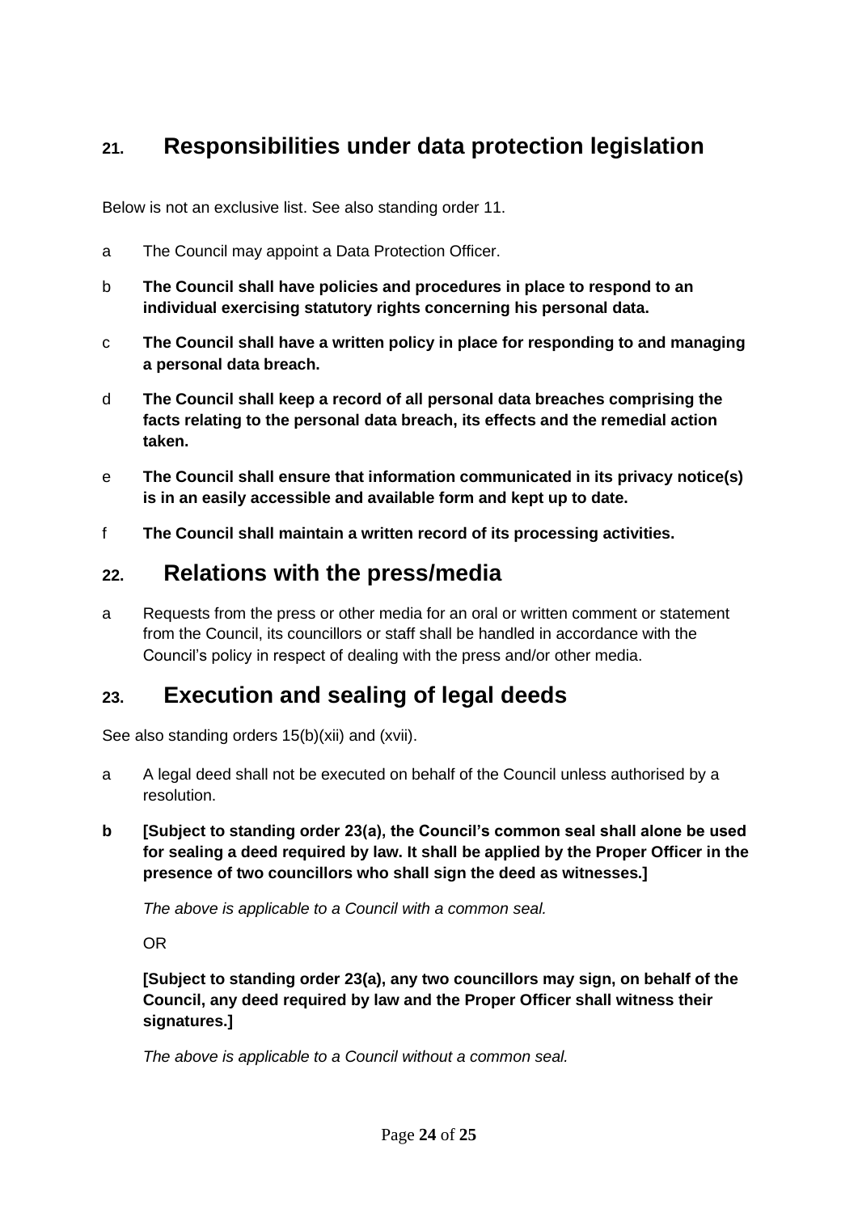## 21. Responsibilities under data protection legislation

Below is not an exclusive list. See also standing order 11.

a The Council may appoint a Data Protection Officer.

b **The Council shall have policies and procedures in place to respond to an individual exercising statutory rights concerning his personal data.**

c **The Council shall have a written policy in place for responding to and managing a personal data breach.**

d **The Council shall keep a record of all personal data breaches comprising the facts relating to the personal data breach, its effects and the remedial action taken.**

e **The Council shall ensure that information communicated in its privacy notice(s) is in an easily accessible and available form and kept up to date.**

f **The Council shall maintain a written record of its processing activities.**

## 22. Relations with the press/media

a Requests from the press or other media for an oral or written comment or statement from the Council, its councillors or staff shall be handled in accordance with the Council's policy in respect of dealing with the press and/or other media.

## 23. Execution and sealing of legal deeds

See also standing orders 15(b)(xii) and (xvii).

a A legal deed shall not be executed on behalf of the Council unless authorised by a resolution.

**b [Subject to standing order 23(a), the Council's common seal shall alone be used for sealing a deed required by law. It shall be applied by the Proper Officer in the presence of two councillors who shall sign the deed as witnesses.]**

*The above is applicable to a Council with a common seal.*

OR

**[Subject to standing order 23(a), any two councillors may sign, on behalf of the Council, any deed required by law and the Proper Officer shall witness their signatures.]**

*The above is applicable to a Council without a common seal.*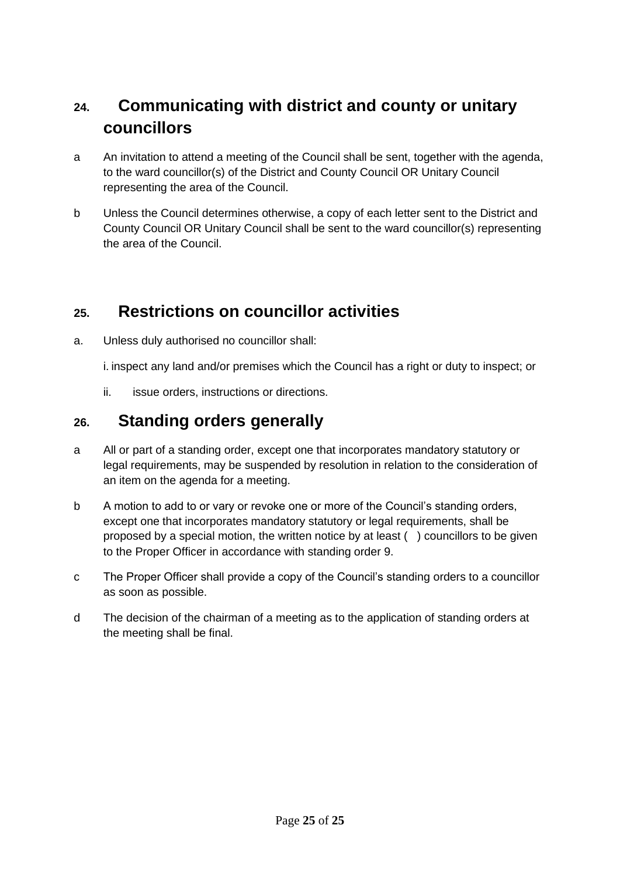## 24. Communicating with district and county or unitary councillors

a An invitation to attend a meeting of the Council shall be sent, together with the agenda, to the ward councillor(s) of the District and County Council OR Unitary Council representing the area of the Council.

b Unless the Council determines otherwise, a copy of each letter sent to the District and County Council OR Unitary Council shall be sent to the ward councillor(s) representing the area of the Council.

## 25. Restrictions on councillor activities

a. Unless duly authorised no councillor shall:

i. inspect any land and/or premises which the Council has a right or duty to inspect; or

ii. issue orders, instructions or directions.

## 26. Standing orders generally

a All or part of a standing order, except one that incorporates mandatory statutory or legal requirements, may be suspended by resolution in relation to the consideration of an item on the agenda for a meeting.

b A motion to add to or vary or revoke one or more of the Council's standing orders, except one that incorporates mandatory statutory or legal requirements, shall be proposed by a special motion, the written notice by at least (  ) councillors to be given to the Proper Officer in accordance with standing order 9.

c The Proper Officer shall provide a copy of the Council's standing orders to a councillor as soon as possible.

d The decision of the chairman of a meeting as to the application of standing orders at the meeting shall be final.